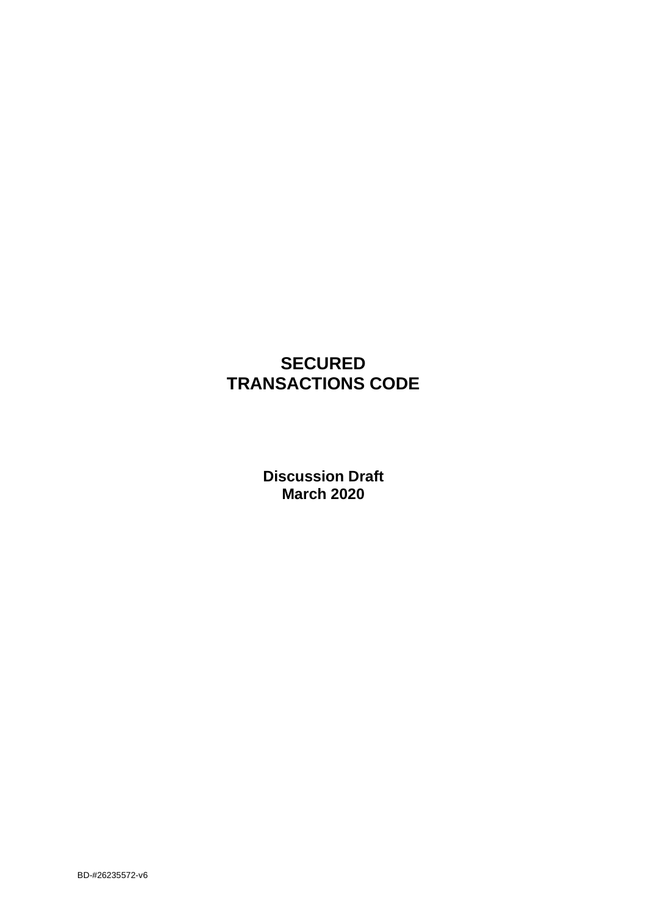# SECURED TRANSACTIONS CODE

**Discussion Draft**
**March 2020**

BD-#26235572-v6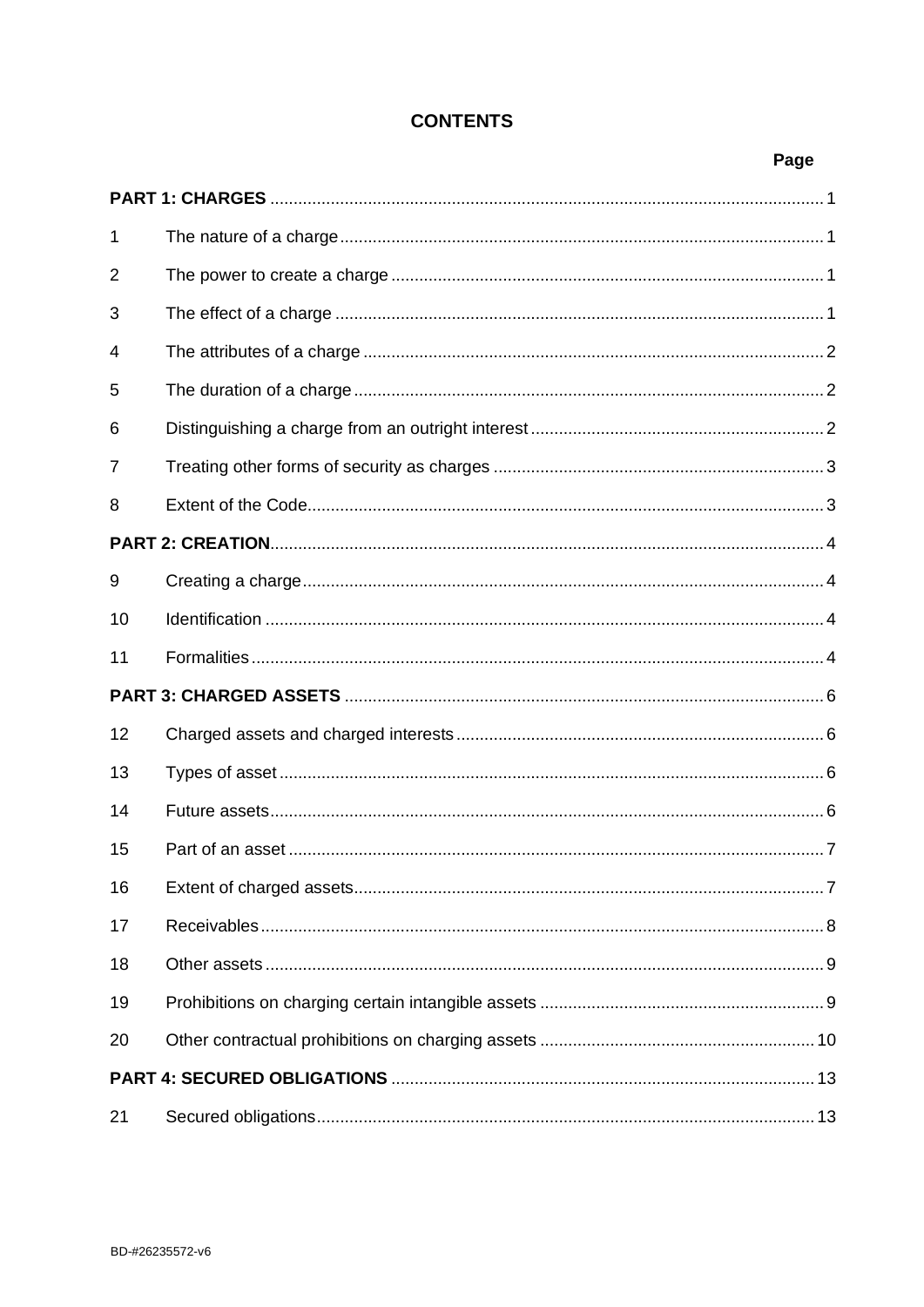# CONTENTS

| | | Page |
|---|---|---|
| **PART 1: CHARGES** | | 1 |
| 1 | The nature of a charge | 1 |
| 2 | The power to create a charge | 1 |
| 3 | The effect of a charge | 1 |
| 4 | The attributes of a charge | 2 |
| 5 | The duration of a charge | 2 |
| 6 | Distinguishing a charge from an outright interest | 2 |
| 7 | Treating other forms of security as charges | 3 |
| 8 | Extent of the Code | 3 |
| **PART 2: CREATION** | | 4 |
| 9 | Creating a charge | 4 |
| 10 | Identification | 4 |
| 11 | Formalities | 4 |
| **PART 3: CHARGED ASSETS** | | 6 |
| 12 | Charged assets and charged interests | 6 |
| 13 | Types of asset | 6 |
| 14 | Future assets | 6 |
| 15 | Part of an asset | 7 |
| 16 | Extent of charged assets | 7 |
| 17 | Receivables | 8 |
| 18 | Other assets | 9 |
| 19 | Prohibitions on charging certain intangible assets | 9 |
| 20 | Other contractual prohibitions on charging assets | 10 |
| **PART 4: SECURED OBLIGATIONS** | | 13 |
| 21 | Secured obligations | 13 |

BD-#26235572-v6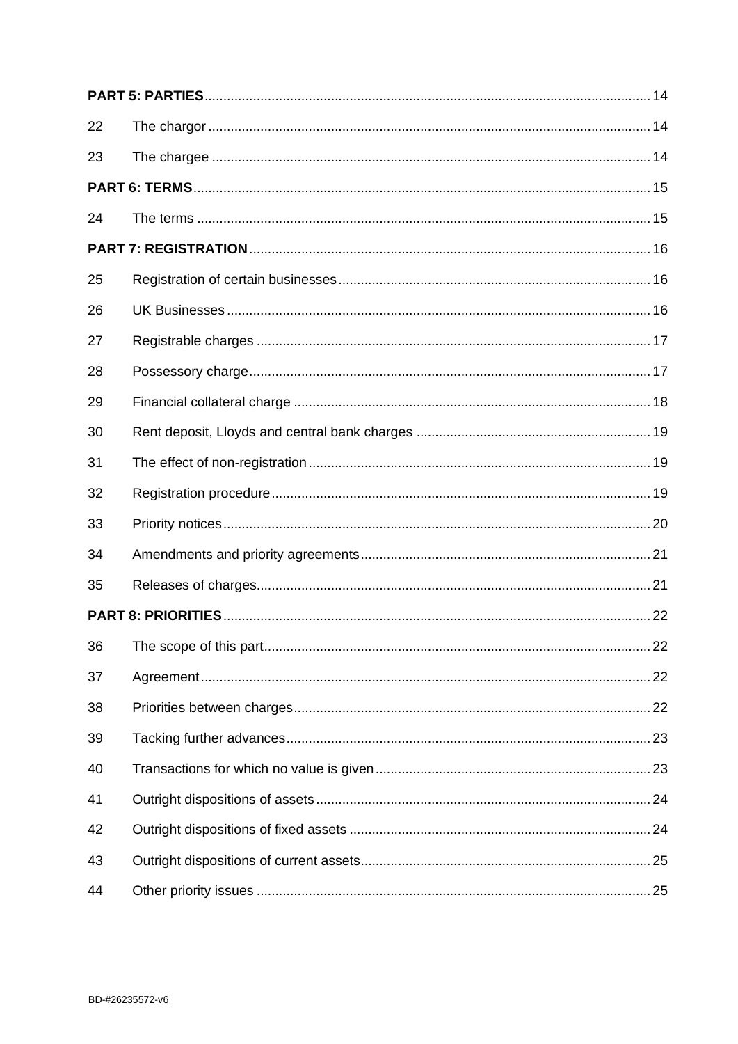| | | |
|---|---|---|
| **PART 5: PARTIES** | | 14 |
| 22 | The chargor | 14 |
| 23 | The chargee | 14 |
| **PART 6: TERMS** | | 15 |
| 24 | The terms | 15 |
| **PART 7: REGISTRATION** | | 16 |
| 25 | Registration of certain businesses | 16 |
| 26 | UK Businesses | 16 |
| 27 | Registrable charges | 17 |
| 28 | Possessory charge | 17 |
| 29 | Financial collateral charge | 18 |
| 30 | Rent deposit, Lloyds and central bank charges | 19 |
| 31 | The effect of non-registration | 19 |
| 32 | Registration procedure | 19 |
| 33 | Priority notices | 20 |
| 34 | Amendments and priority agreements | 21 |
| 35 | Releases of charges | 21 |
| **PART 8: PRIORITIES** | | 22 |
| 36 | The scope of this part | 22 |
| 37 | Agreement | 22 |
| 38 | Priorities between charges | 22 |
| 39 | Tacking further advances | 23 |
| 40 | Transactions for which no value is given | 23 |
| 41 | Outright dispositions of assets | 24 |
| 42 | Outright dispositions of fixed assets | 24 |
| 43 | Outright dispositions of current assets | 25 |
| 44 | Other priority issues | 25 |

BD-#26235572-v6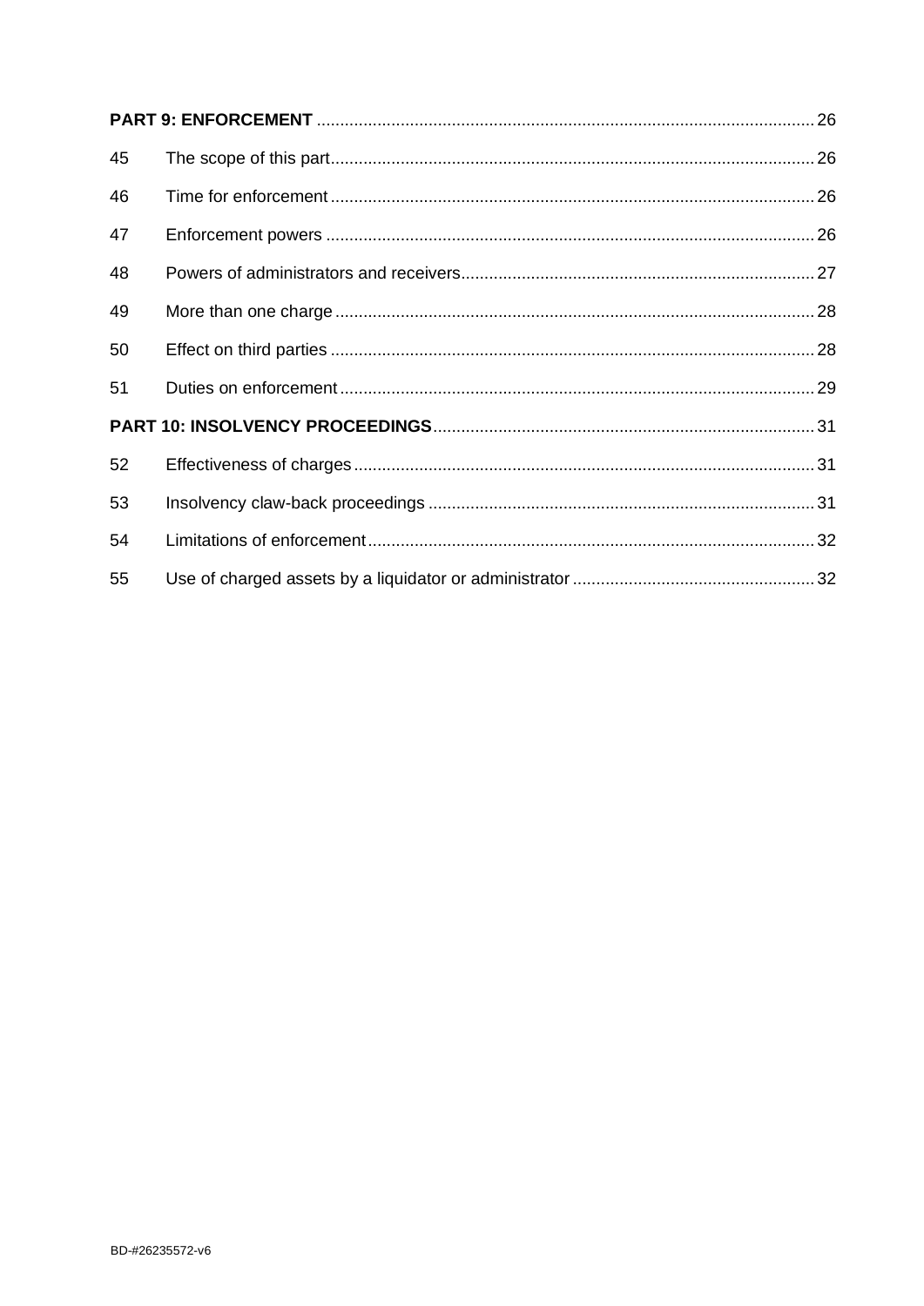| | | |
|---|---|---|
| **PART 9: ENFORCEMENT** | | 26 |
| 45 | The scope of this part | 26 |
| 46 | Time for enforcement | 26 |
| 47 | Enforcement powers | 26 |
| 48 | Powers of administrators and receivers | 27 |
| 49 | More than one charge | 28 |
| 50 | Effect on third parties | 28 |
| 51 | Duties on enforcement | 29 |
| **PART 10: INSOLVENCY PROCEEDINGS** | | 31 |
| 52 | Effectiveness of charges | 31 |
| 53 | Insolvency claw-back proceedings | 31 |
| 54 | Limitations of enforcement | 32 |
| 55 | Use of charged assets by a liquidator or administrator | 32 |

BD-#26235572-v6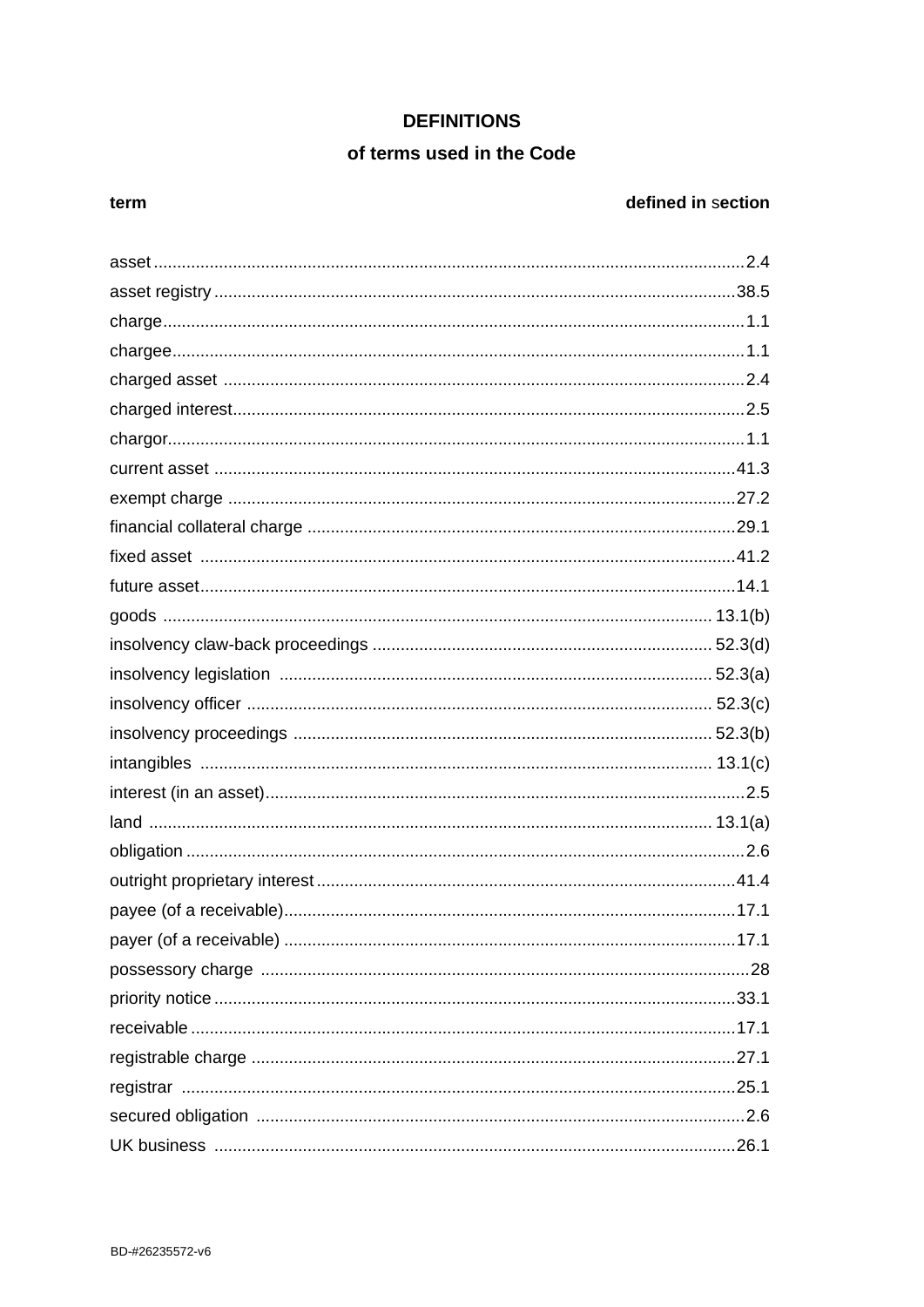# DEFINITIONS

## of terms used in the Code

| term | defined in section |
|---|---|
| asset | 2.4 |
| asset registry | 38.5 |
| charge | 1.1 |
| chargee | 1.1 |
| charged asset | 2.4 |
| charged interest | 2.5 |
| chargor | 1.1 |
| current asset | 41.3 |
| exempt charge | 27.2 |
| financial collateral charge | 29.1 |
| fixed asset | 41.2 |
| future asset | 14.1 |
| goods | 13.1(b) |
| insolvency claw-back proceedings | 52.3(d) |
| insolvency legislation | 52.3(a) |
| insolvency officer | 52.3(c) |
| insolvency proceedings | 52.3(b) |
| intangibles | 13.1(c) |
| interest (in an asset) | 2.5 |
| land | 13.1(a) |
| obligation | 2.6 |
| outright proprietary interest | 41.4 |
| payee (of a receivable) | 17.1 |
| payer (of a receivable) | 17.1 |
| possessory charge | 28 |
| priority notice | 33.1 |
| receivable | 17.1 |
| registrable charge | 27.1 |
| registrar | 25.1 |
| secured obligation | 2.6 |
| UK business | 26.1 |

BD-#26235572-v6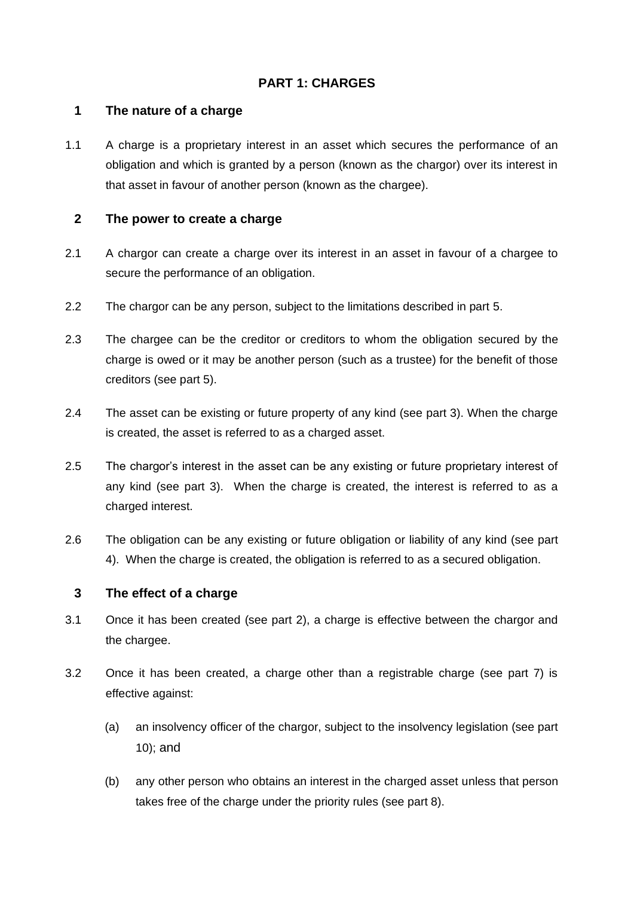## PART 1: CHARGES

### 1 The nature of a charge

1.1 A charge is a proprietary interest in an asset which secures the performance of an obligation and which is granted by a person (known as the chargor) over its interest in that asset in favour of another person (known as the chargee).

### 2 The power to create a charge

2.1 A chargor can create a charge over its interest in an asset in favour of a chargee to secure the performance of an obligation.

2.2 The chargor can be any person, subject to the limitations described in part 5.

2.3 The chargee can be the creditor or creditors to whom the obligation secured by the charge is owed or it may be another person (such as a trustee) for the benefit of those creditors (see part 5).

2.4 The asset can be existing or future property of any kind (see part 3). When the charge is created, the asset is referred to as a charged asset.

2.5 The chargor's interest in the asset can be any existing or future proprietary interest of any kind (see part 3). When the charge is created, the interest is referred to as a charged interest.

2.6 The obligation can be any existing or future obligation or liability of any kind (see part 4). When the charge is created, the obligation is referred to as a secured obligation.

### 3 The effect of a charge

3.1 Once it has been created (see part 2), a charge is effective between the chargor and the chargee.

3.2 Once it has been created, a charge other than a registrable charge (see part 7) is effective against:

(a) an insolvency officer of the chargor, subject to the insolvency legislation (see part 10); and

(b) any other person who obtains an interest in the charged asset unless that person takes free of the charge under the priority rules (see part 8).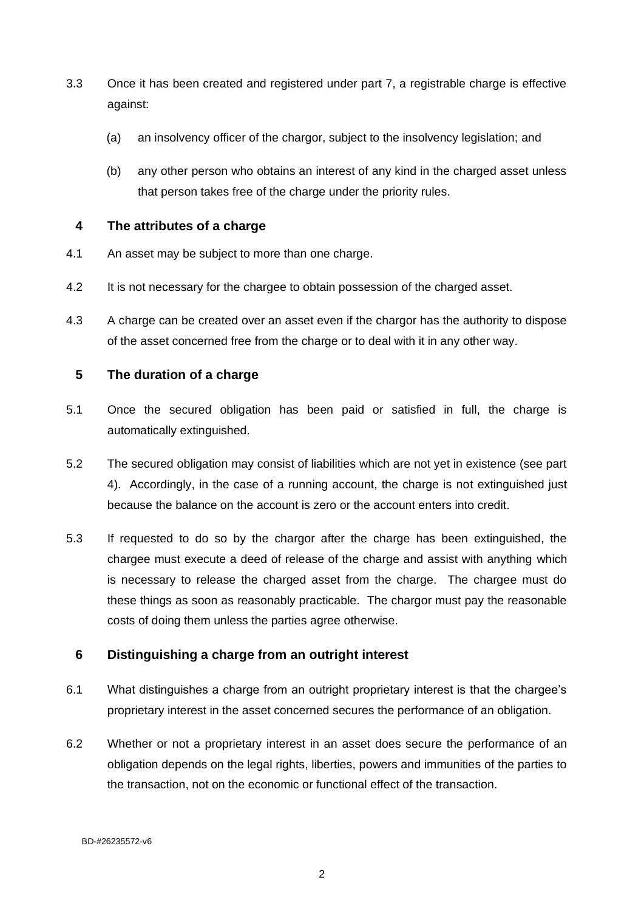3.3 Once it has been created and registered under part 7, a registrable charge is effective against:

(a) an insolvency officer of the chargor, subject to the insolvency legislation; and

(b) any other person who obtains an interest of any kind in the charged asset unless that person takes free of the charge under the priority rules.

## 4 The attributes of a charge

4.1 An asset may be subject to more than one charge.

4.2 It is not necessary for the chargee to obtain possession of the charged asset.

4.3 A charge can be created over an asset even if the chargor has the authority to dispose of the asset concerned free from the charge or to deal with it in any other way.

## 5 The duration of a charge

5.1 Once the secured obligation has been paid or satisfied in full, the charge is automatically extinguished.

5.2 The secured obligation may consist of liabilities which are not yet in existence (see part 4). Accordingly, in the case of a running account, the charge is not extinguished just because the balance on the account is zero or the account enters into credit.

5.3 If requested to do so by the chargor after the charge has been extinguished, the chargee must execute a deed of release of the charge and assist with anything which is necessary to release the charged asset from the charge. The chargee must do these things as soon as reasonably practicable. The chargor must pay the reasonable costs of doing them unless the parties agree otherwise.

## 6 Distinguishing a charge from an outright interest

6.1 What distinguishes a charge from an outright proprietary interest is that the chargee's proprietary interest in the asset concerned secures the performance of an obligation.

6.2 Whether or not a proprietary interest in an asset does secure the performance of an obligation depends on the legal rights, liberties, powers and immunities of the parties to the transaction, not on the economic or functional effect of the transaction.

BD-#26235572-v6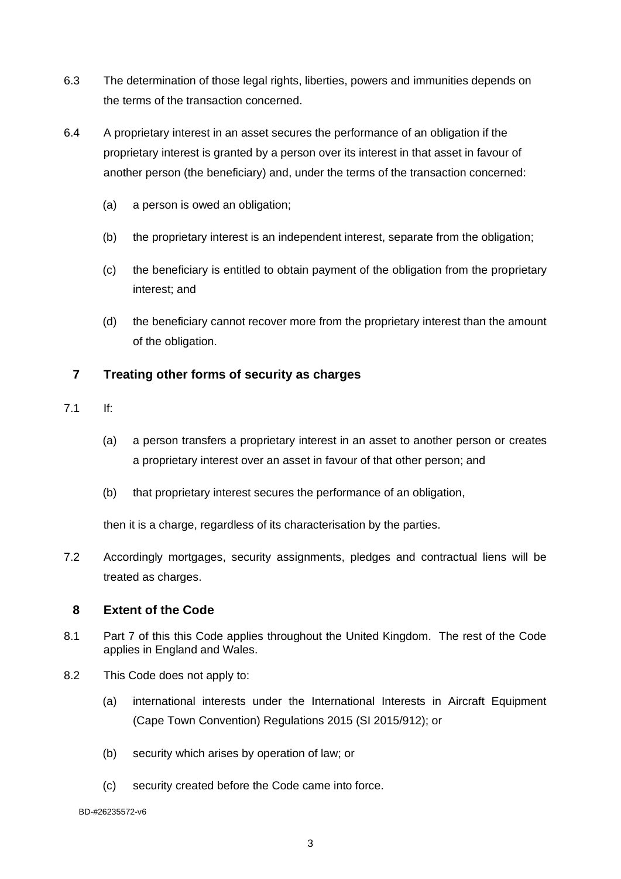6.3 The determination of those legal rights, liberties, powers and immunities depends on the terms of the transaction concerned.

6.4 A proprietary interest in an asset secures the performance of an obligation if the proprietary interest is granted by a person over its interest in that asset in favour of another person (the beneficiary) and, under the terms of the transaction concerned:

(a) a person is owed an obligation;

(b) the proprietary interest is an independent interest, separate from the obligation;

(c) the beneficiary is entitled to obtain payment of the obligation from the proprietary interest; and

(d) the beneficiary cannot recover more from the proprietary interest than the amount of the obligation.

## 7 Treating other forms of security as charges

7.1 If:

(a) a person transfers a proprietary interest in an asset to another person or creates a proprietary interest over an asset in favour of that other person; and

(b) that proprietary interest secures the performance of an obligation,

then it is a charge, regardless of its characterisation by the parties.

7.2 Accordingly mortgages, security assignments, pledges and contractual liens will be treated as charges.

## 8 Extent of the Code

8.1 Part 7 of this this Code applies throughout the United Kingdom. The rest of the Code applies in England and Wales.

8.2 This Code does not apply to:

(a) international interests under the International Interests in Aircraft Equipment (Cape Town Convention) Regulations 2015 (SI 2015/912); or

(b) security which arises by operation of law; or

(c) security created before the Code came into force.

BD-#26235572-v6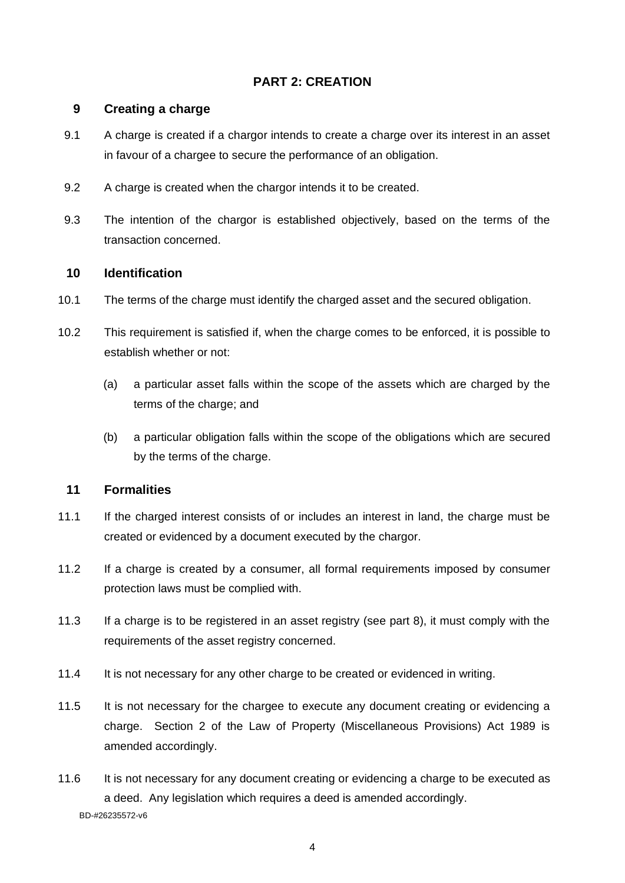## PART 2: CREATION

### 9 Creating a charge

9.1 A charge is created if a chargor intends to create a charge over its interest in an asset in favour of a chargee to secure the performance of an obligation.

9.2 A charge is created when the chargor intends it to be created.

9.3 The intention of the chargor is established objectively, based on the terms of the transaction concerned.

### 10 Identification

10.1 The terms of the charge must identify the charged asset and the secured obligation.

10.2 This requirement is satisfied if, when the charge comes to be enforced, it is possible to establish whether or not:

(a) a particular asset falls within the scope of the assets which are charged by the terms of the charge; and

(b) a particular obligation falls within the scope of the obligations which are secured by the terms of the charge.

### 11 Formalities

11.1 If the charged interest consists of or includes an interest in land, the charge must be created or evidenced by a document executed by the chargor.

11.2 If a charge is created by a consumer, all formal requirements imposed by consumer protection laws must be complied with.

11.3 If a charge is to be registered in an asset registry (see part 8), it must comply with the requirements of the asset registry concerned.

11.4 It is not necessary for any other charge to be created or evidenced in writing.

11.5 It is not necessary for the chargee to execute any document creating or evidencing a charge. Section 2 of the Law of Property (Miscellaneous Provisions) Act 1989 is amended accordingly.

11.6 It is not necessary for any document creating or evidencing a charge to be executed as a deed. Any legislation which requires a deed is amended accordingly.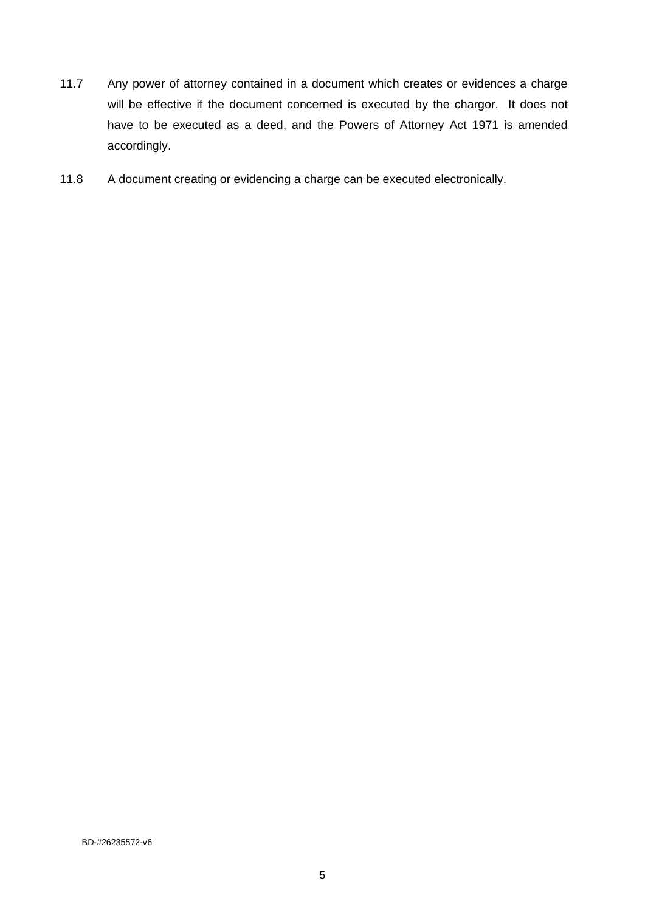11.7 Any power of attorney contained in a document which creates or evidences a charge will be effective if the document concerned is executed by the chargor. It does not have to be executed as a deed, and the Powers of Attorney Act 1971 is amended accordingly.

11.8 A document creating or evidencing a charge can be executed electronically.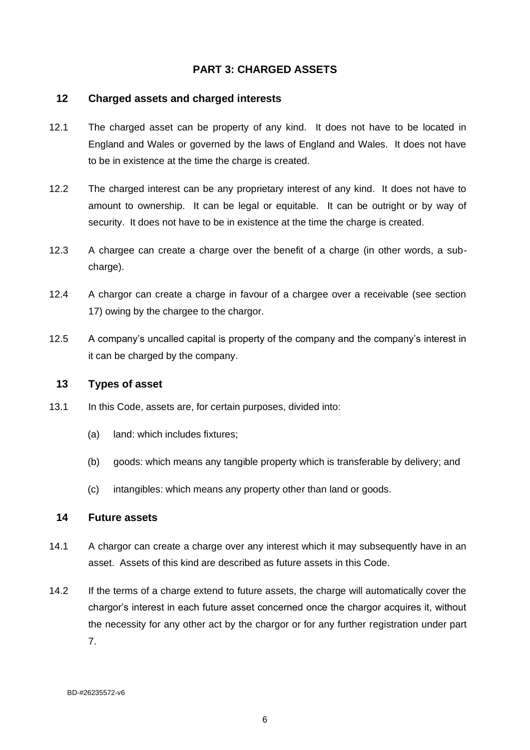# PART 3: CHARGED ASSETS

## 12 Charged assets and charged interests

12.1 The charged asset can be property of any kind. It does not have to be located in England and Wales or governed by the laws of England and Wales. It does not have to be in existence at the time the charge is created.

12.2 The charged interest can be any proprietary interest of any kind. It does not have to amount to ownership. It can be legal or equitable. It can be outright or by way of security. It does not have to be in existence at the time the charge is created.

12.3 A chargee can create a charge over the benefit of a charge (in other words, a sub-charge).

12.4 A chargor can create a charge in favour of a chargee over a receivable (see section 17) owing by the chargee to the chargor.

12.5 A company's uncalled capital is property of the company and the company's interest in it can be charged by the company.

## 13 Types of asset

13.1 In this Code, assets are, for certain purposes, divided into:

(a) land: which includes fixtures;

(b) goods: which means any tangible property which is transferable by delivery; and

(c) intangibles: which means any property other than land or goods.

## 14 Future assets

14.1 A chargor can create a charge over any interest which it may subsequently have in an asset. Assets of this kind are described as future assets in this Code.

14.2 If the terms of a charge extend to future assets, the charge will automatically cover the chargor's interest in each future asset concerned once the chargor acquires it, without the necessity for any other act by the chargor or for any further registration under part 7.

BD-#26235572-v6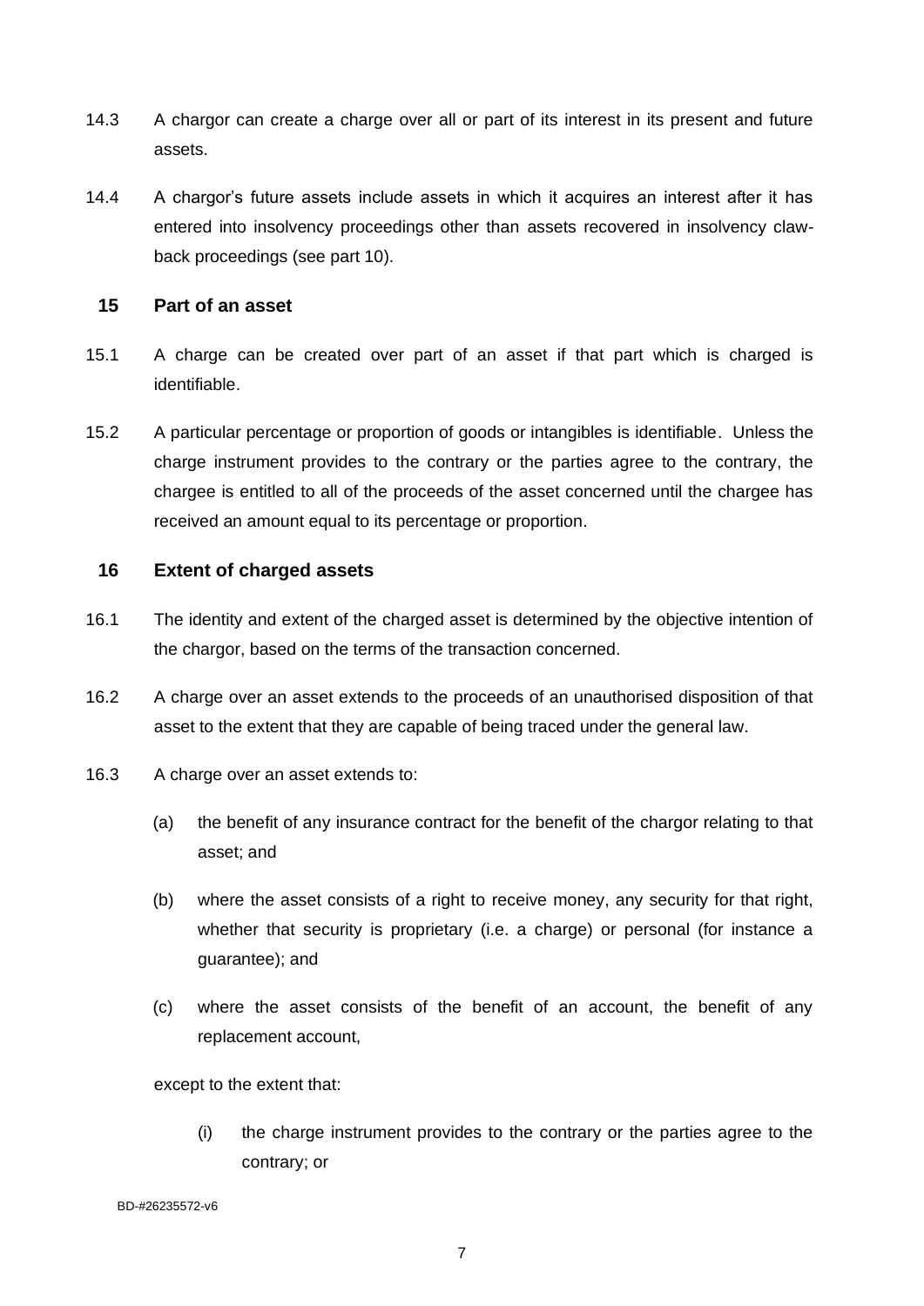14.3 A chargor can create a charge over all or part of its interest in its present and future assets.

14.4 A chargor's future assets include assets in which it acquires an interest after it has entered into insolvency proceedings other than assets recovered in insolvency claw-back proceedings (see part 10).

## 15 Part of an asset

15.1 A charge can be created over part of an asset if that part which is charged is identifiable.

15.2 A particular percentage or proportion of goods or intangibles is identifiable. Unless the charge instrument provides to the contrary or the parties agree to the contrary, the chargee is entitled to all of the proceeds of the asset concerned until the chargee has received an amount equal to its percentage or proportion.

## 16 Extent of charged assets

16.1 The identity and extent of the charged asset is determined by the objective intention of the chargor, based on the terms of the transaction concerned.

16.2 A charge over an asset extends to the proceeds of an unauthorised disposition of that asset to the extent that they are capable of being traced under the general law.

16.3 A charge over an asset extends to:

(a) the benefit of any insurance contract for the benefit of the chargor relating to that asset; and

(b) where the asset consists of a right to receive money, any security for that right, whether that security is proprietary (i.e. a charge) or personal (for instance a guarantee); and

(c) where the asset consists of the benefit of an account, the benefit of any replacement account,

except to the extent that:

(i) the charge instrument provides to the contrary or the parties agree to the contrary; or

BD-#26235572-v6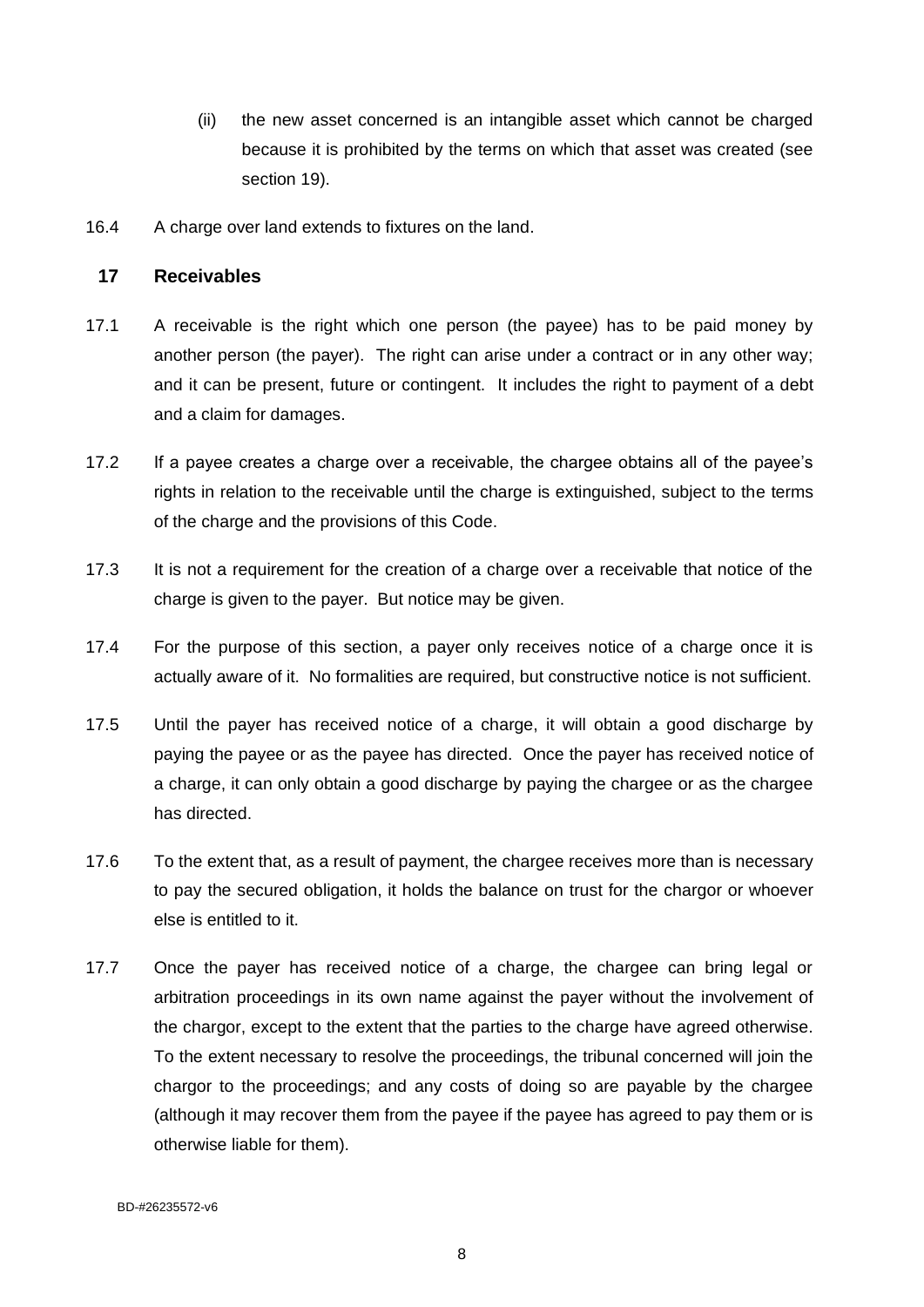(ii) the new asset concerned is an intangible asset which cannot be charged because it is prohibited by the terms on which that asset was created (see section 19).

16.4 A charge over land extends to fixtures on the land.

## 17 Receivables

17.1 A receivable is the right which one person (the payee) has to be paid money by another person (the payer). The right can arise under a contract or in any other way; and it can be present, future or contingent. It includes the right to payment of a debt and a claim for damages.

17.2 If a payee creates a charge over a receivable, the chargee obtains all of the payee's rights in relation to the receivable until the charge is extinguished, subject to the terms of the charge and the provisions of this Code.

17.3 It is not a requirement for the creation of a charge over a receivable that notice of the charge is given to the payer. But notice may be given.

17.4 For the purpose of this section, a payer only receives notice of a charge once it is actually aware of it. No formalities are required, but constructive notice is not sufficient.

17.5 Until the payer has received notice of a charge, it will obtain a good discharge by paying the payee or as the payee has directed. Once the payer has received notice of a charge, it can only obtain a good discharge by paying the chargee or as the chargee has directed.

17.6 To the extent that, as a result of payment, the chargee receives more than is necessary to pay the secured obligation, it holds the balance on trust for the chargor or whoever else is entitled to it.

17.7 Once the payer has received notice of a charge, the chargee can bring legal or arbitration proceedings in its own name against the payer without the involvement of the chargor, except to the extent that the parties to the charge have agreed otherwise. To the extent necessary to resolve the proceedings, the tribunal concerned will join the chargor to the proceedings; and any costs of doing so are payable by the chargee (although it may recover them from the payee if the payee has agreed to pay them or is otherwise liable for them).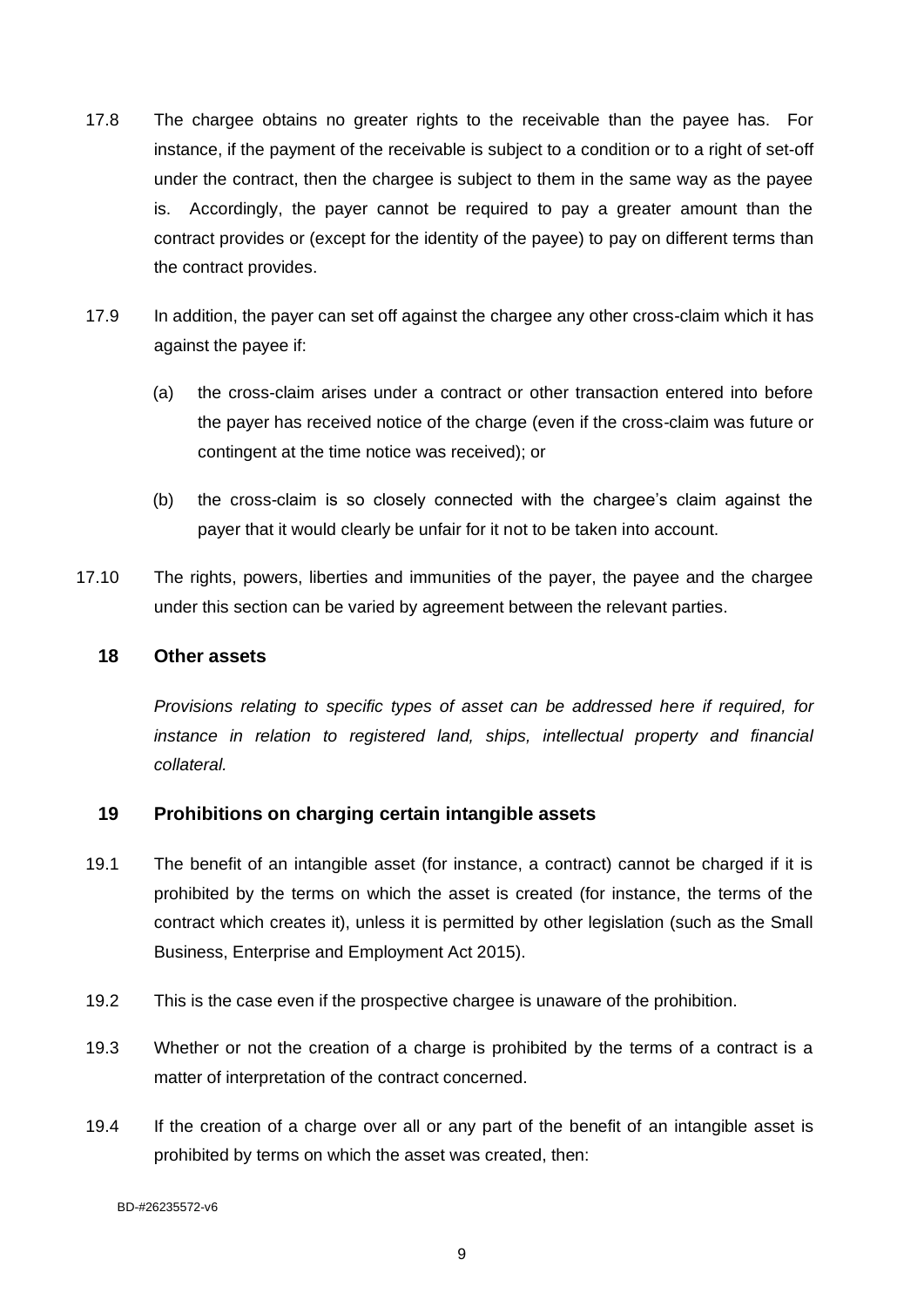17.8 The chargee obtains no greater rights to the receivable than the payee has. For instance, if the payment of the receivable is subject to a condition or to a right of set-off under the contract, then the chargee is subject to them in the same way as the payee is. Accordingly, the payer cannot be required to pay a greater amount than the contract provides or (except for the identity of the payee) to pay on different terms than the contract provides.

17.9 In addition, the payer can set off against the chargee any other cross-claim which it has against the payee if:

(a) the cross-claim arises under a contract or other transaction entered into before the payer has received notice of the charge (even if the cross-claim was future or contingent at the time notice was received); or

(b) the cross-claim is so closely connected with the chargee's claim against the payer that it would clearly be unfair for it not to be taken into account.

17.10 The rights, powers, liberties and immunities of the payer, the payee and the chargee under this section can be varied by agreement between the relevant parties.

## 18 Other assets

*Provisions relating to specific types of asset can be addressed here if required, for instance in relation to registered land, ships, intellectual property and financial collateral.*

## 19 Prohibitions on charging certain intangible assets

19.1 The benefit of an intangible asset (for instance, a contract) cannot be charged if it is prohibited by the terms on which the asset is created (for instance, the terms of the contract which creates it), unless it is permitted by other legislation (such as the Small Business, Enterprise and Employment Act 2015).

19.2 This is the case even if the prospective chargee is unaware of the prohibition.

19.3 Whether or not the creation of a charge is prohibited by the terms of a contract is a matter of interpretation of the contract concerned.

19.4 If the creation of a charge over all or any part of the benefit of an intangible asset is prohibited by terms on which the asset was created, then:

BD-#26235572-v6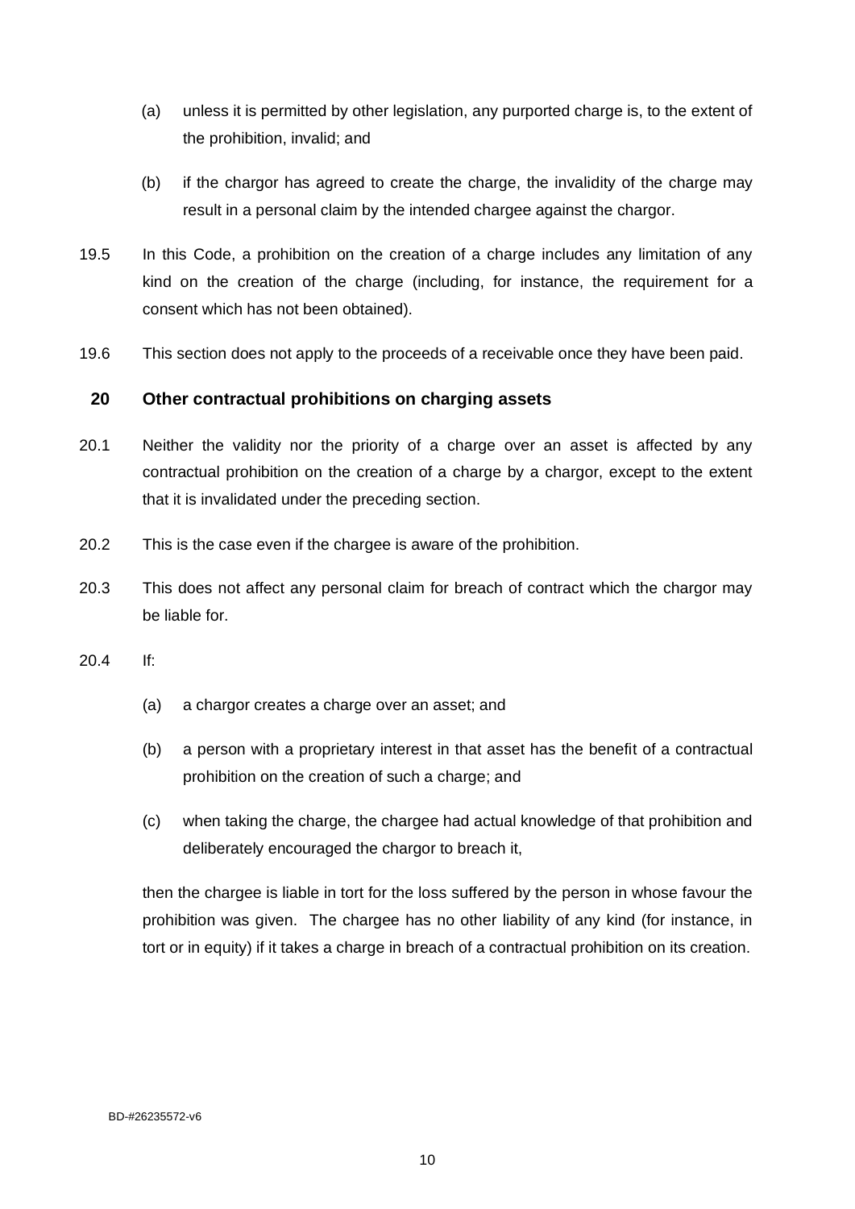(a) unless it is permitted by other legislation, any purported charge is, to the extent of the prohibition, invalid; and

(b) if the chargor has agreed to create the charge, the invalidity of the charge may result in a personal claim by the intended chargee against the chargor.

19.5 In this Code, a prohibition on the creation of a charge includes any limitation of any kind on the creation of the charge (including, for instance, the requirement for a consent which has not been obtained).

19.6 This section does not apply to the proceeds of a receivable once they have been paid.

## 20 Other contractual prohibitions on charging assets

20.1 Neither the validity nor the priority of a charge over an asset is affected by any contractual prohibition on the creation of a charge by a chargor, except to the extent that it is invalidated under the preceding section.

20.2 This is the case even if the chargee is aware of the prohibition.

20.3 This does not affect any personal claim for breach of contract which the chargor may be liable for.

20.4 If:

(a) a chargor creates a charge over an asset; and

(b) a person with a proprietary interest in that asset has the benefit of a contractual prohibition on the creation of such a charge; and

(c) when taking the charge, the chargee had actual knowledge of that prohibition and deliberately encouraged the chargor to breach it,

then the chargee is liable in tort for the loss suffered by the person in whose favour the prohibition was given. The chargee has no other liability of any kind (for instance, in tort or in equity) if it takes a charge in breach of a contractual prohibition on its creation.

BD-#26235572-v6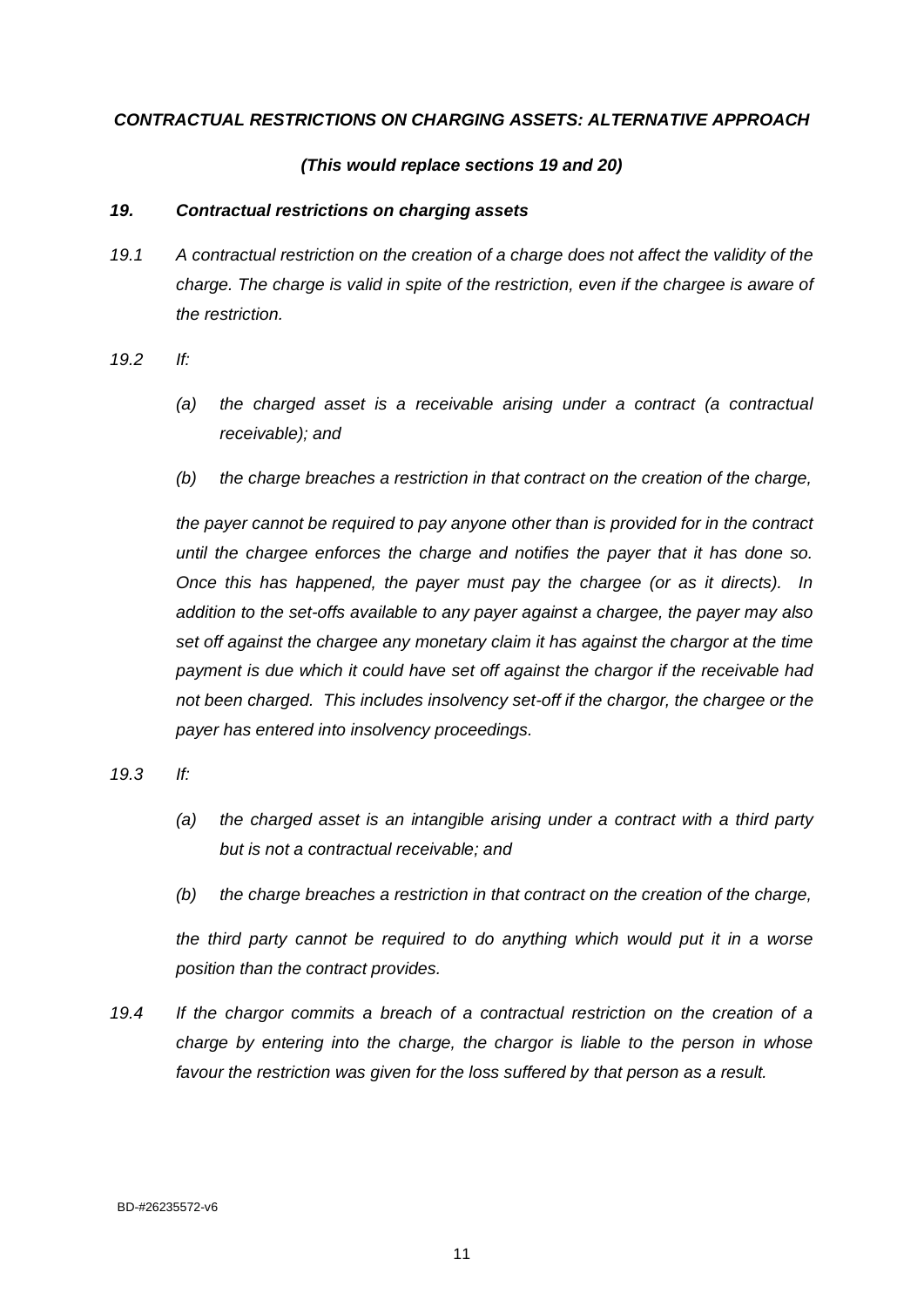***CONTRACTUAL RESTRICTIONS ON CHARGING ASSETS: ALTERNATIVE APPROACH***

***(This would replace sections 19 and 20)***

### *19. Contractual restrictions on charging assets*

*19.1 A contractual restriction on the creation of a charge does not affect the validity of the charge. The charge is valid in spite of the restriction, even if the chargee is aware of the restriction.*

*19.2 If:*

- *(a) the charged asset is a receivable arising under a contract (a contractual receivable); and*
- *(b) the charge breaches a restriction in that contract on the creation of the charge,*

*the payer cannot be required to pay anyone other than is provided for in the contract until the chargee enforces the charge and notifies the payer that it has done so. Once this has happened, the payer must pay the chargee (or as it directs). In addition to the set-offs available to any payer against a chargee, the payer may also set off against the chargee any monetary claim it has against the chargor at the time payment is due which it could have set off against the chargor if the receivable had not been charged. This includes insolvency set-off if the chargor, the chargee or the payer has entered into insolvency proceedings.*

*19.3 If:*

- *(a) the charged asset is an intangible arising under a contract with a third party but is not a contractual receivable; and*
- *(b) the charge breaches a restriction in that contract on the creation of the charge,*

*the third party cannot be required to do anything which would put it in a worse position than the contract provides.*

*19.4 If the chargor commits a breach of a contractual restriction on the creation of a charge by entering into the charge, the chargor is liable to the person in whose favour the restriction was given for the loss suffered by that person as a result.*

BD-#26235572-v6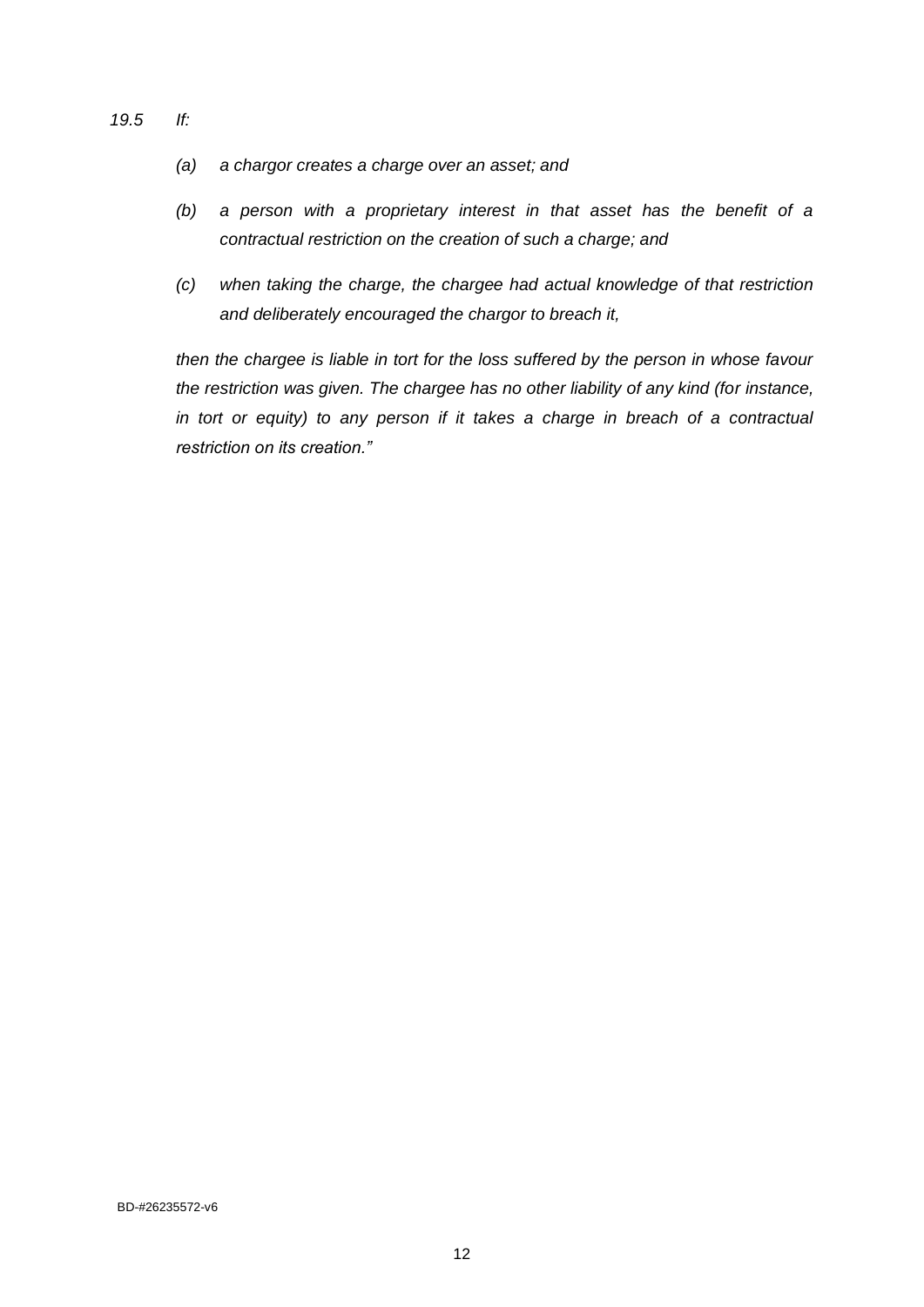*19.5 If:*

*(a) a chargor creates a charge over an asset; and*

*(b) a person with a proprietary interest in that asset has the benefit of a contractual restriction on the creation of such a charge; and*

*(c) when taking the charge, the chargee had actual knowledge of that restriction and deliberately encouraged the chargor to breach it,*

*then the chargee is liable in tort for the loss suffered by the person in whose favour the restriction was given. The chargee has no other liability of any kind (for instance, in tort or equity) to any person if it takes a charge in breach of a contractual restriction on its creation."*

BD-#26235572-v6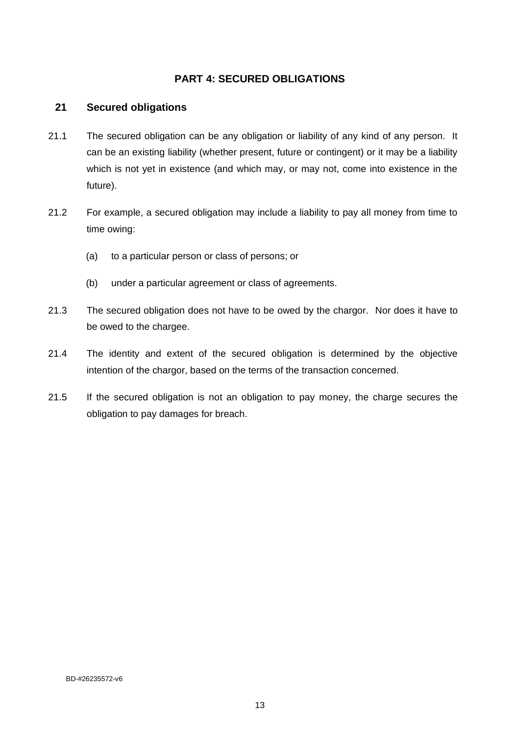## PART 4: SECURED OBLIGATIONS

### 21 Secured obligations

21.1 The secured obligation can be any obligation or liability of any kind of any person. It can be an existing liability (whether present, future or contingent) or it may be a liability which is not yet in existence (and which may, or may not, come into existence in the future).

21.2 For example, a secured obligation may include a liability to pay all money from time to time owing:

(a) to a particular person or class of persons; or

(b) under a particular agreement or class of agreements.

21.3 The secured obligation does not have to be owed by the chargor. Nor does it have to be owed to the chargee.

21.4 The identity and extent of the secured obligation is determined by the objective intention of the chargor, based on the terms of the transaction concerned.

21.5 If the secured obligation is not an obligation to pay money, the charge secures the obligation to pay damages for breach.

BD-#26235572-v6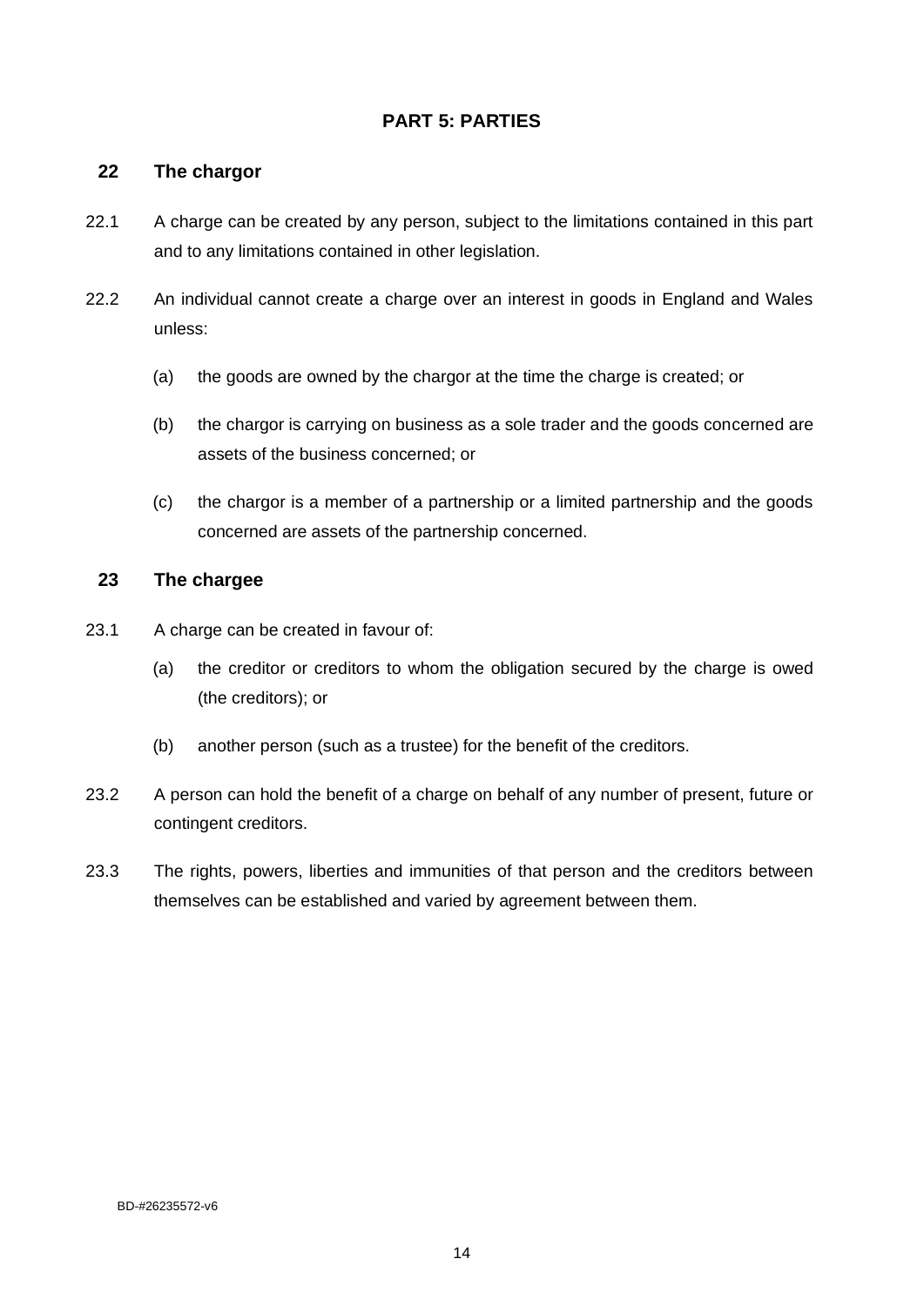## PART 5: PARTIES

### 22 The chargor

22.1 A charge can be created by any person, subject to the limitations contained in this part and to any limitations contained in other legislation.

22.2 An individual cannot create a charge over an interest in goods in England and Wales unless:

(a) the goods are owned by the chargor at the time the charge is created; or

(b) the chargor is carrying on business as a sole trader and the goods concerned are assets of the business concerned; or

(c) the chargor is a member of a partnership or a limited partnership and the goods concerned are assets of the partnership concerned.

### 23 The chargee

23.1 A charge can be created in favour of:

(a) the creditor or creditors to whom the obligation secured by the charge is owed (the creditors); or

(b) another person (such as a trustee) for the benefit of the creditors.

23.2 A person can hold the benefit of a charge on behalf of any number of present, future or contingent creditors.

23.3 The rights, powers, liberties and immunities of that person and the creditors between themselves can be established and varied by agreement between them.

BD-#26235572-v6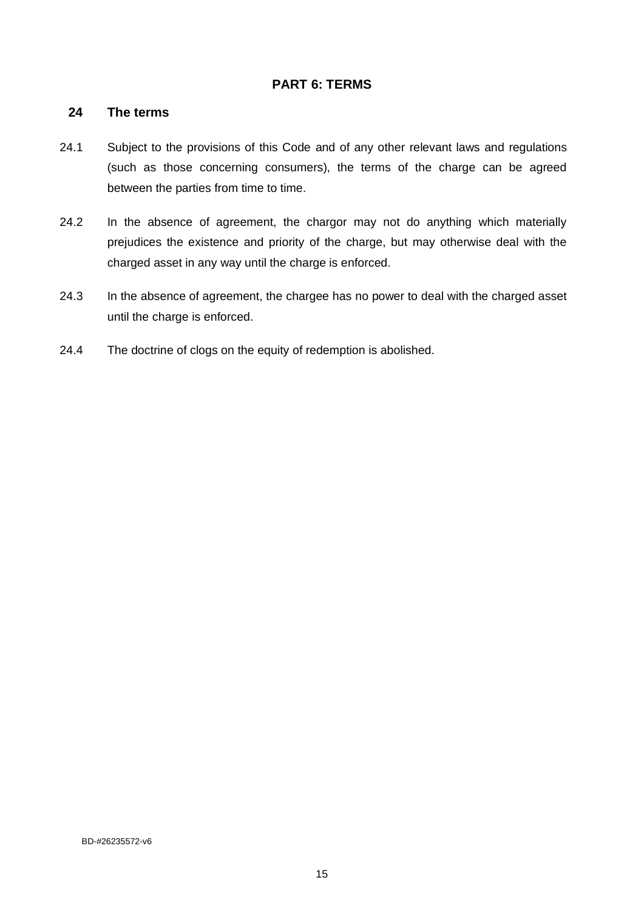## PART 6: TERMS

### 24 The terms

24.1 Subject to the provisions of this Code and of any other relevant laws and regulations (such as those concerning consumers), the terms of the charge can be agreed between the parties from time to time.

24.2 In the absence of agreement, the chargor may not do anything which materially prejudices the existence and priority of the charge, but may otherwise deal with the charged asset in any way until the charge is enforced.

24.3 In the absence of agreement, the chargee has no power to deal with the charged asset until the charge is enforced.

24.4 The doctrine of clogs on the equity of redemption is abolished.

BD-#26235572-v6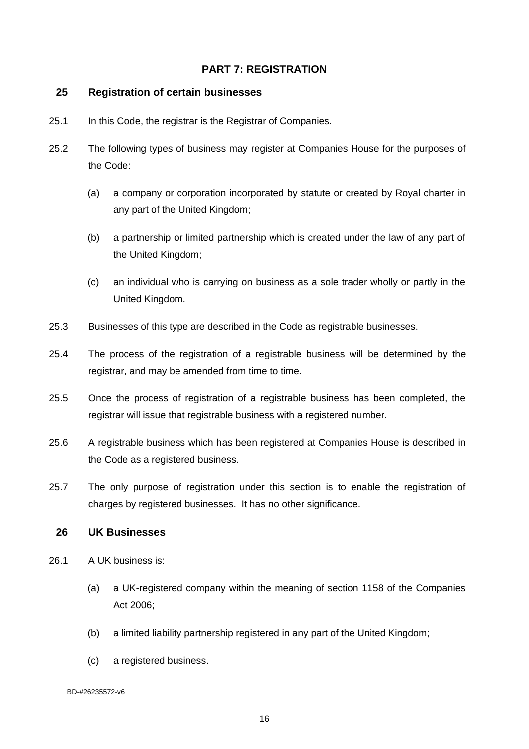## PART 7: REGISTRATION

### 25 Registration of certain businesses

25.1 In this Code, the registrar is the Registrar of Companies.

25.2 The following types of business may register at Companies House for the purposes of the Code:

(a) a company or corporation incorporated by statute or created by Royal charter in any part of the United Kingdom;

(b) a partnership or limited partnership which is created under the law of any part of the United Kingdom;

(c) an individual who is carrying on business as a sole trader wholly or partly in the United Kingdom.

25.3 Businesses of this type are described in the Code as registrable businesses.

25.4 The process of the registration of a registrable business will be determined by the registrar, and may be amended from time to time.

25.5 Once the process of registration of a registrable business has been completed, the registrar will issue that registrable business with a registered number.

25.6 A registrable business which has been registered at Companies House is described in the Code as a registered business.

25.7 The only purpose of registration under this section is to enable the registration of charges by registered businesses. It has no other significance.

### 26 UK Businesses

26.1 A UK business is:

(a) a UK-registered company within the meaning of section 1158 of the Companies Act 2006;

(b) a limited liability partnership registered in any part of the United Kingdom;

(c) a registered business.

BD-#26235572-v6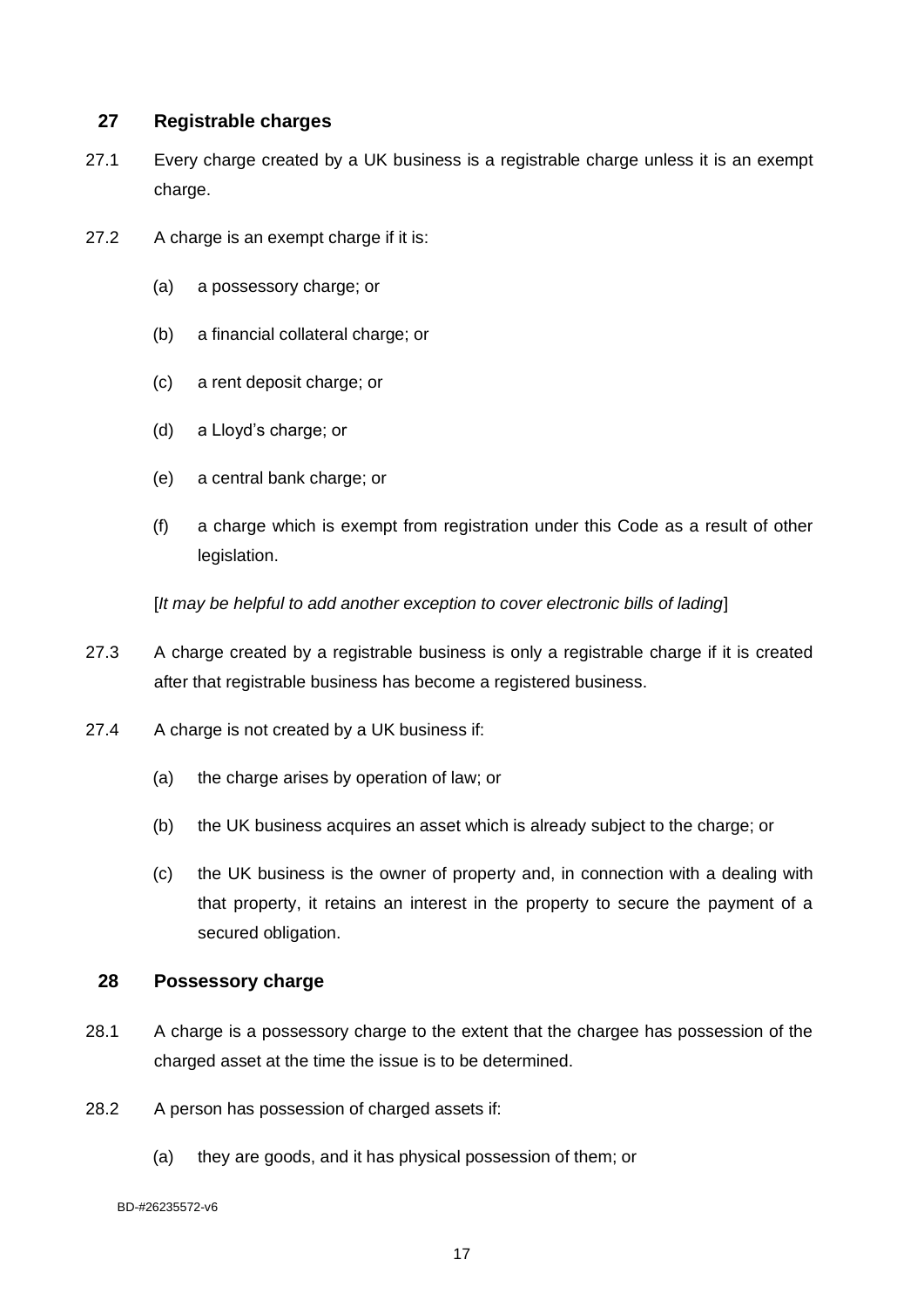## 27 Registrable charges

27.1 Every charge created by a UK business is a registrable charge unless it is an exempt charge.

27.2 A charge is an exempt charge if it is:

(a) a possessory charge; or

(b) a financial collateral charge; or

(c) a rent deposit charge; or

(d) a Lloyd's charge; or

(e) a central bank charge; or

(f) a charge which is exempt from registration under this Code as a result of other legislation.

[*It may be helpful to add another exception to cover electronic bills of lading*]

27.3 A charge created by a registrable business is only a registrable charge if it is created after that registrable business has become a registered business.

27.4 A charge is not created by a UK business if:

(a) the charge arises by operation of law; or

(b) the UK business acquires an asset which is already subject to the charge; or

(c) the UK business is the owner of property and, in connection with a dealing with that property, it retains an interest in the property to secure the payment of a secured obligation.

## 28 Possessory charge

28.1 A charge is a possessory charge to the extent that the chargee has possession of the charged asset at the time the issue is to be determined.

28.2 A person has possession of charged assets if:

(a) they are goods, and it has physical possession of them; or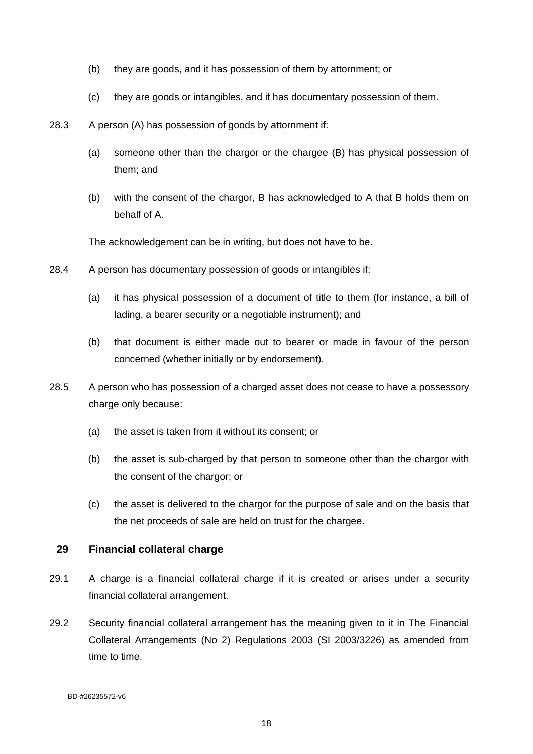(b) they are goods, and it has possession of them by attornment; or

(c) they are goods or intangibles, and it has documentary possession of them.

28.3 A person (A) has possession of goods by attornment if:

(a) someone other than the chargor or the chargee (B) has physical possession of them; and

(b) with the consent of the chargor, B has acknowledged to A that B holds them on behalf of A.

The acknowledgement can be in writing, but does not have to be.

28.4 A person has documentary possession of goods or intangibles if:

(a) it has physical possession of a document of title to them (for instance, a bill of lading, a bearer security or a negotiable instrument); and

(b) that document is either made out to bearer or made in favour of the person concerned (whether initially or by endorsement).

28.5 A person who has possession of a charged asset does not cease to have a possessory charge only because:

(a) the asset is taken from it without its consent; or

(b) the asset is sub-charged by that person to someone other than the chargor with the consent of the chargor; or

(c) the asset is delivered to the chargor for the purpose of sale and on the basis that the net proceeds of sale are held on trust for the chargee.

## 29 Financial collateral charge

29.1 A charge is a financial collateral charge if it is created or arises under a security financial collateral arrangement.

29.2 Security financial collateral arrangement has the meaning given to it in The Financial Collateral Arrangements (No 2) Regulations 2003 (SI 2003/3226) as amended from time to time.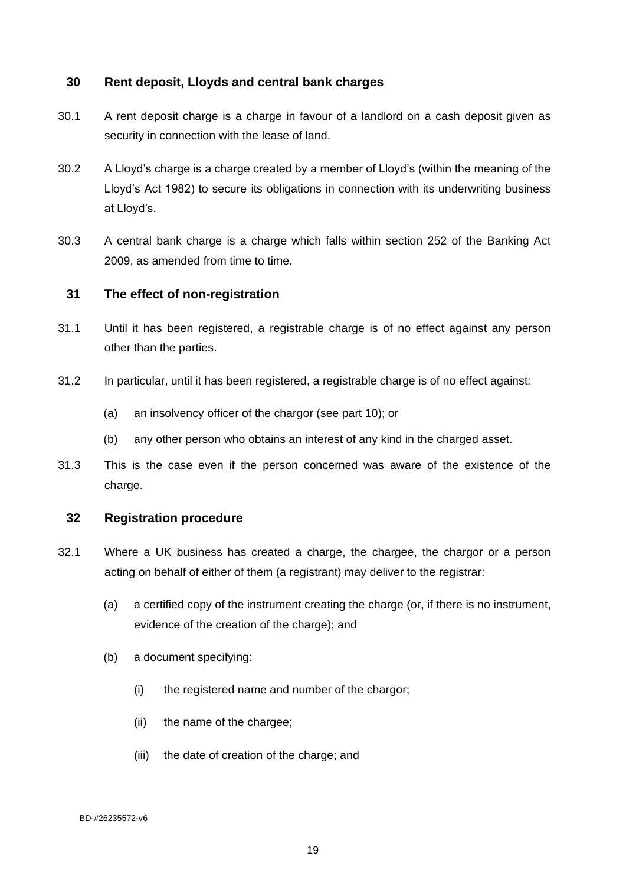## 30 Rent deposit, Lloyds and central bank charges

30.1 A rent deposit charge is a charge in favour of a landlord on a cash deposit given as security in connection with the lease of land.

30.2 A Lloyd's charge is a charge created by a member of Lloyd's (within the meaning of the Lloyd's Act 1982) to secure its obligations in connection with its underwriting business at Lloyd's.

30.3 A central bank charge is a charge which falls within section 252 of the Banking Act 2009, as amended from time to time.

## 31 The effect of non-registration

31.1 Until it has been registered, a registrable charge is of no effect against any person other than the parties.

31.2 In particular, until it has been registered, a registrable charge is of no effect against:

(a) an insolvency officer of the chargor (see part 10); or

(b) any other person who obtains an interest of any kind in the charged asset.

31.3 This is the case even if the person concerned was aware of the existence of the charge.

## 32 Registration procedure

32.1 Where a UK business has created a charge, the chargee, the chargor or a person acting on behalf of either of them (a registrant) may deliver to the registrar:

(a) a certified copy of the instrument creating the charge (or, if there is no instrument, evidence of the creation of the charge); and

(b) a document specifying:

(i) the registered name and number of the chargor;

(ii) the name of the chargee;

(iii) the date of creation of the charge; and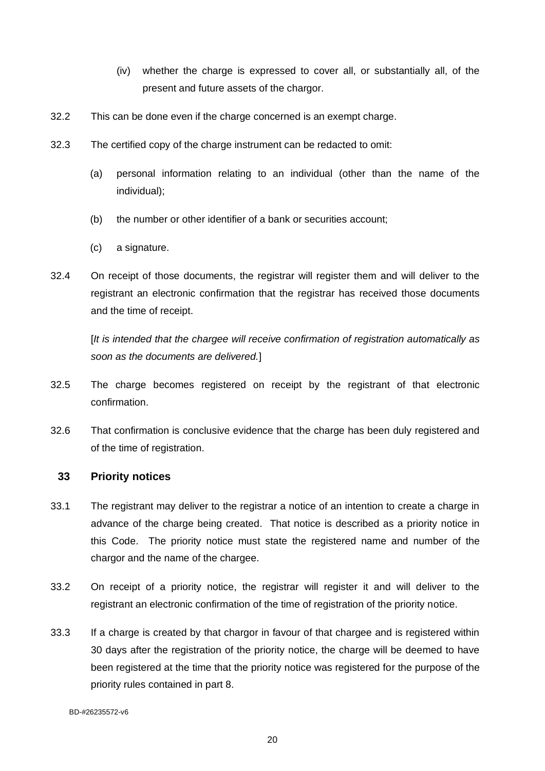(iv) whether the charge is expressed to cover all, or substantially all, of the present and future assets of the chargor.

32.2 This can be done even if the charge concerned is an exempt charge.

32.3 The certified copy of the charge instrument can be redacted to omit:

(a) personal information relating to an individual (other than the name of the individual);

(b) the number or other identifier of a bank or securities account;

(c) a signature.

32.4 On receipt of those documents, the registrar will register them and will deliver to the registrant an electronic confirmation that the registrar has received those documents and the time of receipt.

[*It is intended that the chargee will receive confirmation of registration automatically as soon as the documents are delivered.*]

32.5 The charge becomes registered on receipt by the registrant of that electronic confirmation.

32.6 That confirmation is conclusive evidence that the charge has been duly registered and of the time of registration.

## 33 Priority notices

33.1 The registrant may deliver to the registrar a notice of an intention to create a charge in advance of the charge being created. That notice is described as a priority notice in this Code. The priority notice must state the registered name and number of the chargor and the name of the chargee.

33.2 On receipt of a priority notice, the registrar will register it and will deliver to the registrant an electronic confirmation of the time of registration of the priority notice.

33.3 If a charge is created by that chargor in favour of that chargee and is registered within 30 days after the registration of the priority notice, the charge will be deemed to have been registered at the time that the priority notice was registered for the purpose of the priority rules contained in part 8.

BD-#26235572-v6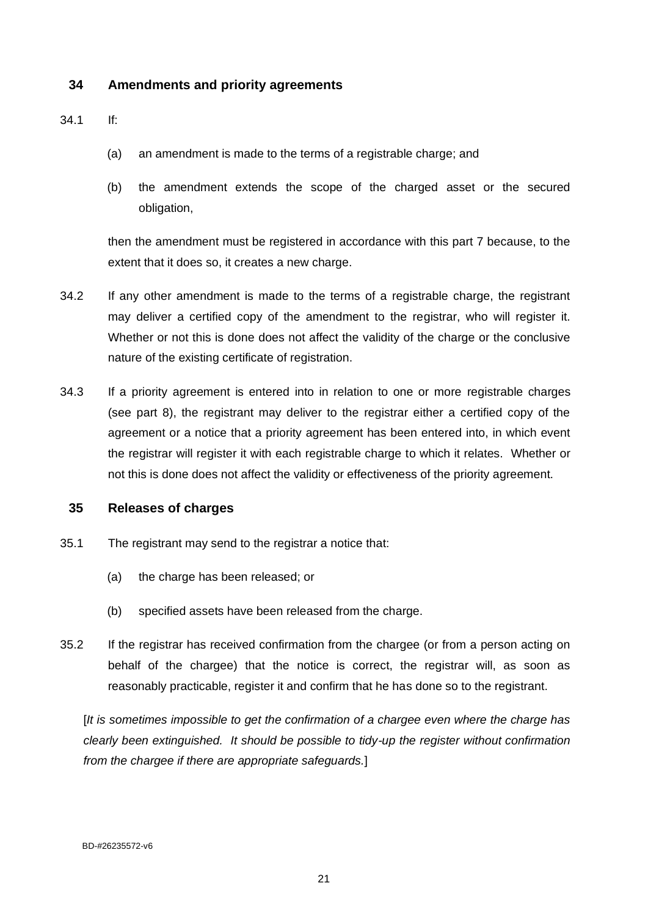## 34 Amendments and priority agreements

34.1 If:

(a) an amendment is made to the terms of a registrable charge; and

(b) the amendment extends the scope of the charged asset or the secured obligation,

then the amendment must be registered in accordance with this part 7 because, to the extent that it does so, it creates a new charge.

34.2 If any other amendment is made to the terms of a registrable charge, the registrant may deliver a certified copy of the amendment to the registrar, who will register it. Whether or not this is done does not affect the validity of the charge or the conclusive nature of the existing certificate of registration.

34.3 If a priority agreement is entered into in relation to one or more registrable charges (see part 8), the registrant may deliver to the registrar either a certified copy of the agreement or a notice that a priority agreement has been entered into, in which event the registrar will register it with each registrable charge to which it relates. Whether or not this is done does not affect the validity or effectiveness of the priority agreement.

## 35 Releases of charges

35.1 The registrant may send to the registrar a notice that:

(a) the charge has been released; or

(b) specified assets have been released from the charge.

35.2 If the registrar has received confirmation from the chargee (or from a person acting on behalf of the chargee) that the notice is correct, the registrar will, as soon as reasonably practicable, register it and confirm that he has done so to the registrant.

[*It is sometimes impossible to get the confirmation of a chargee even where the charge has clearly been extinguished. It should be possible to tidy-up the register without confirmation from the chargee if there are appropriate safeguards.*]

BD-#26235572-v6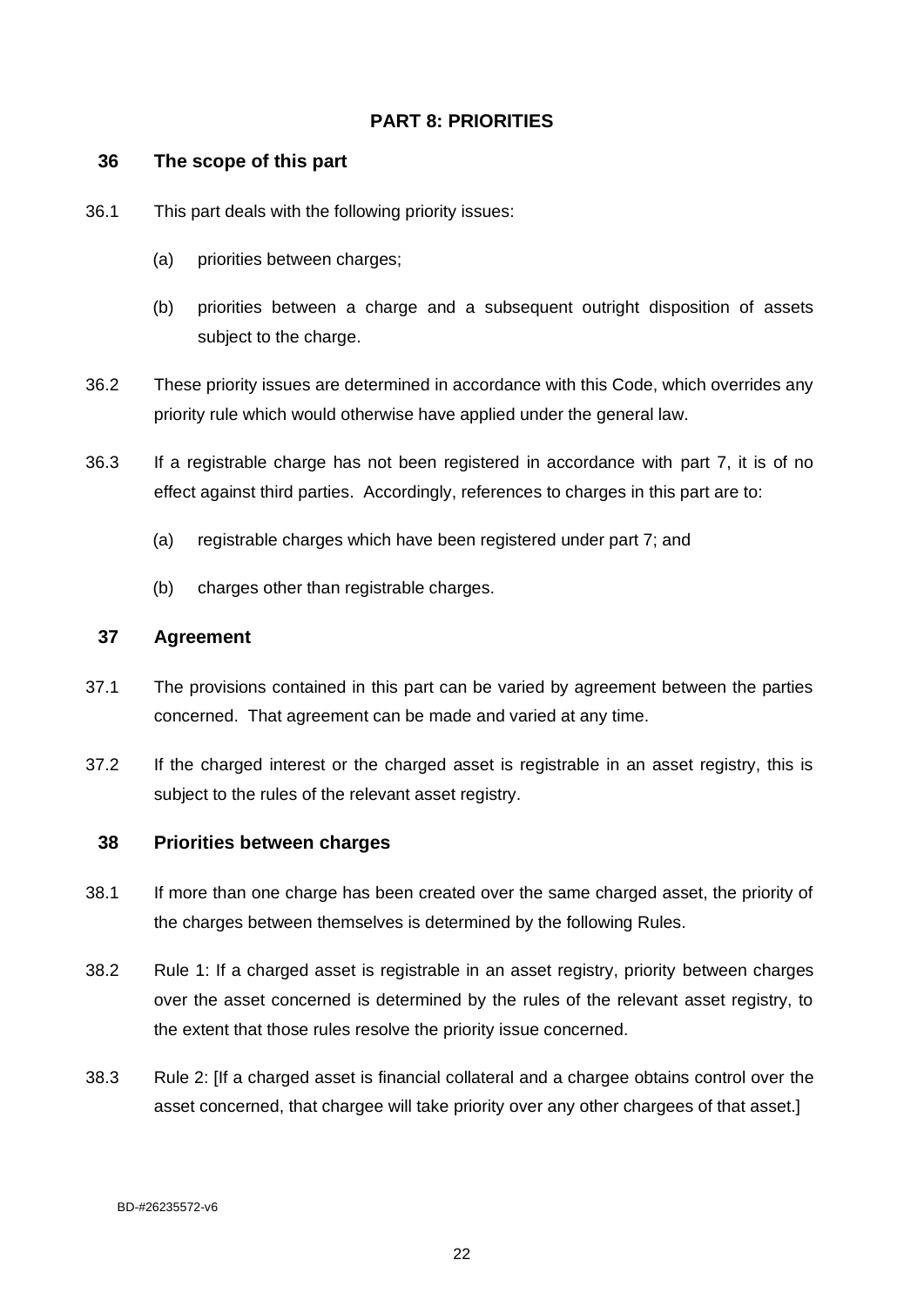## PART 8: PRIORITIES

### 36 The scope of this part

36.1 This part deals with the following priority issues:

(a) priorities between charges;

(b) priorities between a charge and a subsequent outright disposition of assets subject to the charge.

36.2 These priority issues are determined in accordance with this Code, which overrides any priority rule which would otherwise have applied under the general law.

36.3 If a registrable charge has not been registered in accordance with part 7, it is of no effect against third parties. Accordingly, references to charges in this part are to:

(a) registrable charges which have been registered under part 7; and

(b) charges other than registrable charges.

### 37 Agreement

37.1 The provisions contained in this part can be varied by agreement between the parties concerned. That agreement can be made and varied at any time.

37.2 If the charged interest or the charged asset is registrable in an asset registry, this is subject to the rules of the relevant asset registry.

### 38 Priorities between charges

38.1 If more than one charge has been created over the same charged asset, the priority of the charges between themselves is determined by the following Rules.

38.2 Rule 1: If a charged asset is registrable in an asset registry, priority between charges over the asset concerned is determined by the rules of the relevant asset registry, to the extent that those rules resolve the priority issue concerned.

38.3 Rule 2: [If a charged asset is financial collateral and a chargee obtains control over the asset concerned, that chargee will take priority over any other chargees of that asset.]

BD-#26235572-v6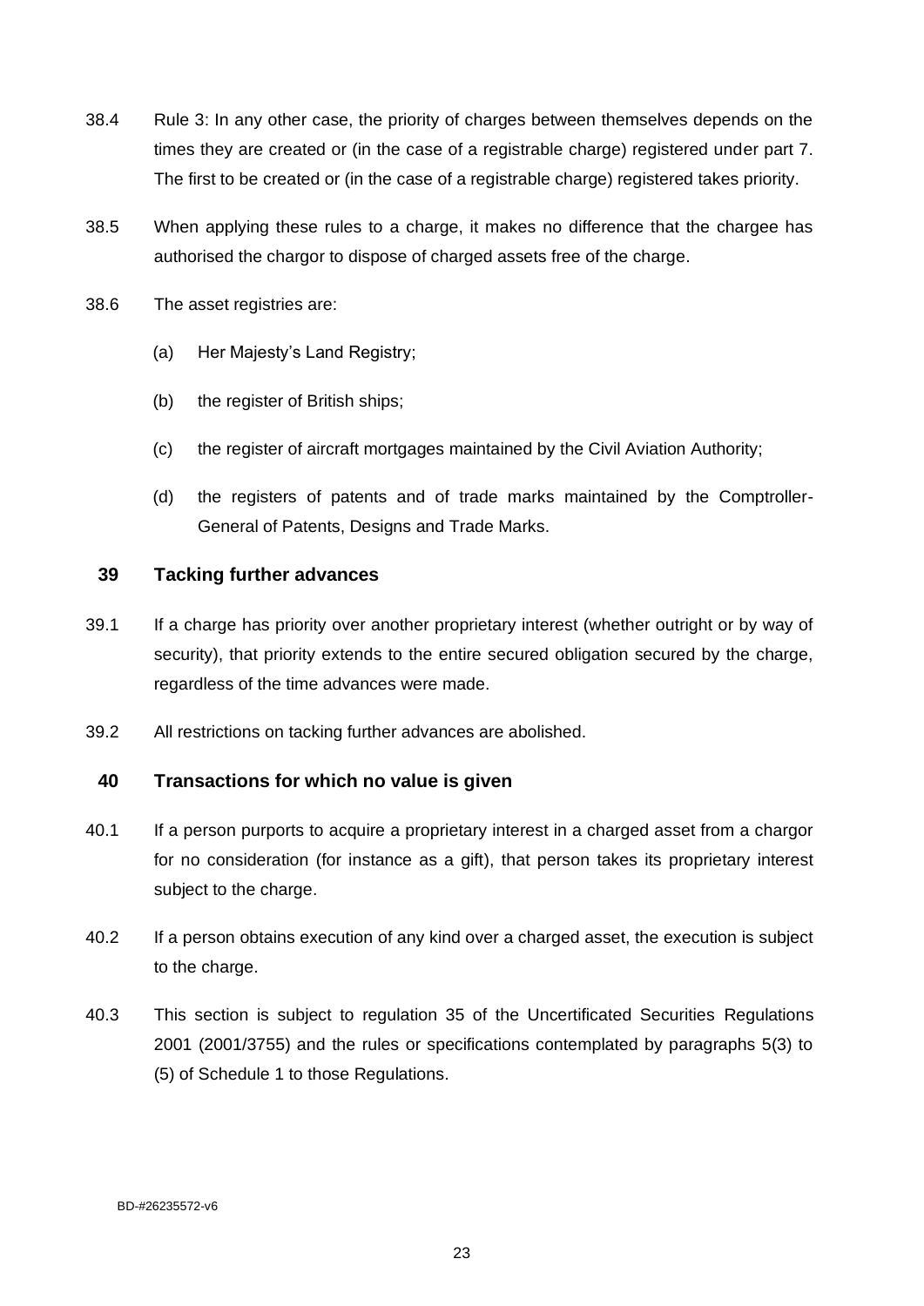38.4 Rule 3: In any other case, the priority of charges between themselves depends on the times they are created or (in the case of a registrable charge) registered under part 7. The first to be created or (in the case of a registrable charge) registered takes priority.

38.5 When applying these rules to a charge, it makes no difference that the chargee has authorised the chargor to dispose of charged assets free of the charge.

38.6 The asset registries are:

(a) Her Majesty's Land Registry;

(b) the register of British ships;

(c) the register of aircraft mortgages maintained by the Civil Aviation Authority;

(d) the registers of patents and of trade marks maintained by the Comptroller-General of Patents, Designs and Trade Marks.

## 39 Tacking further advances

39.1 If a charge has priority over another proprietary interest (whether outright or by way of security), that priority extends to the entire secured obligation secured by the charge, regardless of the time advances were made.

39.2 All restrictions on tacking further advances are abolished.

## 40 Transactions for which no value is given

40.1 If a person purports to acquire a proprietary interest in a charged asset from a chargor for no consideration (for instance as a gift), that person takes its proprietary interest subject to the charge.

40.2 If a person obtains execution of any kind over a charged asset, the execution is subject to the charge.

40.3 This section is subject to regulation 35 of the Uncertificated Securities Regulations 2001 (2001/3755) and the rules or specifications contemplated by paragraphs 5(3) to (5) of Schedule 1 to those Regulations.

BD-#26235572-v6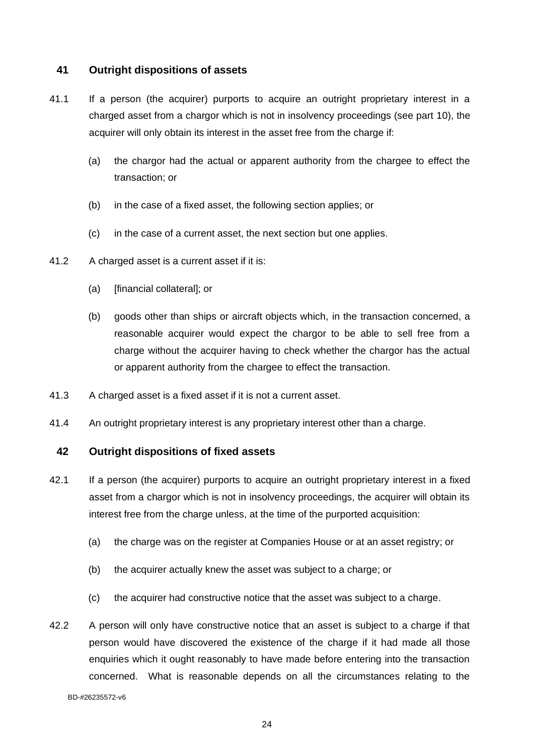## 41 Outright dispositions of assets

41.1 If a person (the acquirer) purports to acquire an outright proprietary interest in a charged asset from a chargor which is not in insolvency proceedings (see part 10), the acquirer will only obtain its interest in the asset free from the charge if:

(a) the chargor had the actual or apparent authority from the chargee to effect the transaction; or

(b) in the case of a fixed asset, the following section applies; or

(c) in the case of a current asset, the next section but one applies.

41.2 A charged asset is a current asset if it is:

(a) [financial collateral]; or

(b) goods other than ships or aircraft objects which, in the transaction concerned, a reasonable acquirer would expect the chargor to be able to sell free from a charge without the acquirer having to check whether the chargor has the actual or apparent authority from the chargee to effect the transaction.

41.3 A charged asset is a fixed asset if it is not a current asset.

41.4 An outright proprietary interest is any proprietary interest other than a charge.

## 42 Outright dispositions of fixed assets

42.1 If a person (the acquirer) purports to acquire an outright proprietary interest in a fixed asset from a chargor which is not in insolvency proceedings, the acquirer will obtain its interest free from the charge unless, at the time of the purported acquisition:

(a) the charge was on the register at Companies House or at an asset registry; or

(b) the acquirer actually knew the asset was subject to a charge; or

(c) the acquirer had constructive notice that the asset was subject to a charge.

42.2 A person will only have constructive notice that an asset is subject to a charge if that person would have discovered the existence of the charge if it had made all those enquiries which it ought reasonably to have made before entering into the transaction concerned. What is reasonable depends on all the circumstances relating to the

BD-#26235572-v6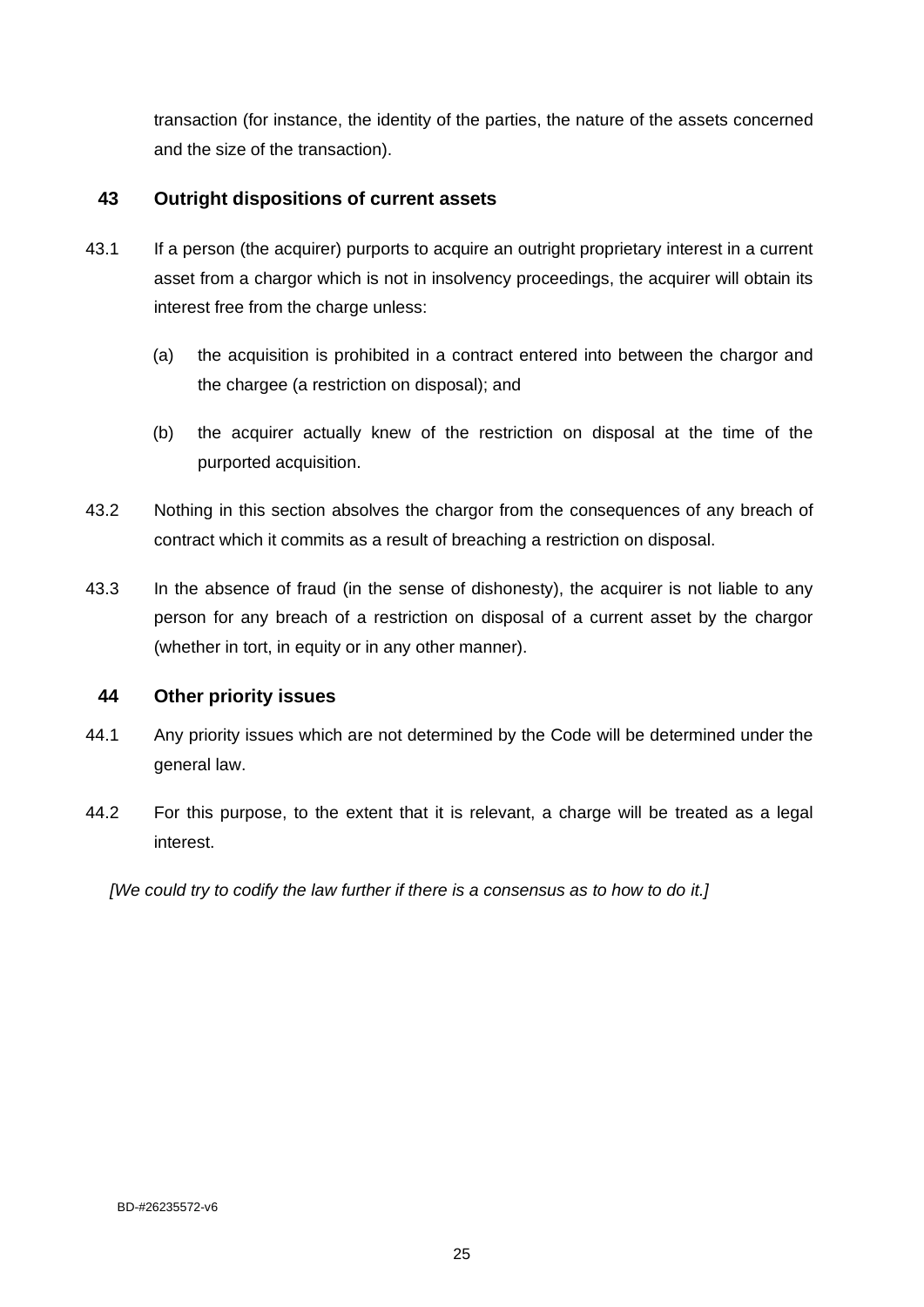transaction (for instance, the identity of the parties, the nature of the assets concerned and the size of the transaction).

## 43 Outright dispositions of current assets

43.1 If a person (the acquirer) purports to acquire an outright proprietary interest in a current asset from a chargor which is not in insolvency proceedings, the acquirer will obtain its interest free from the charge unless:

(a) the acquisition is prohibited in a contract entered into between the chargor and the chargee (a restriction on disposal); and

(b) the acquirer actually knew of the restriction on disposal at the time of the purported acquisition.

43.2 Nothing in this section absolves the chargor from the consequences of any breach of contract which it commits as a result of breaching a restriction on disposal.

43.3 In the absence of fraud (in the sense of dishonesty), the acquirer is not liable to any person for any breach of a restriction on disposal of a current asset by the chargor (whether in tort, in equity or in any other manner).

## 44 Other priority issues

44.1 Any priority issues which are not determined by the Code will be determined under the general law.

44.2 For this purpose, to the extent that it is relevant, a charge will be treated as a legal interest.

*[We could try to codify the law further if there is a consensus as to how to do it.]*

BD-#26235572-v6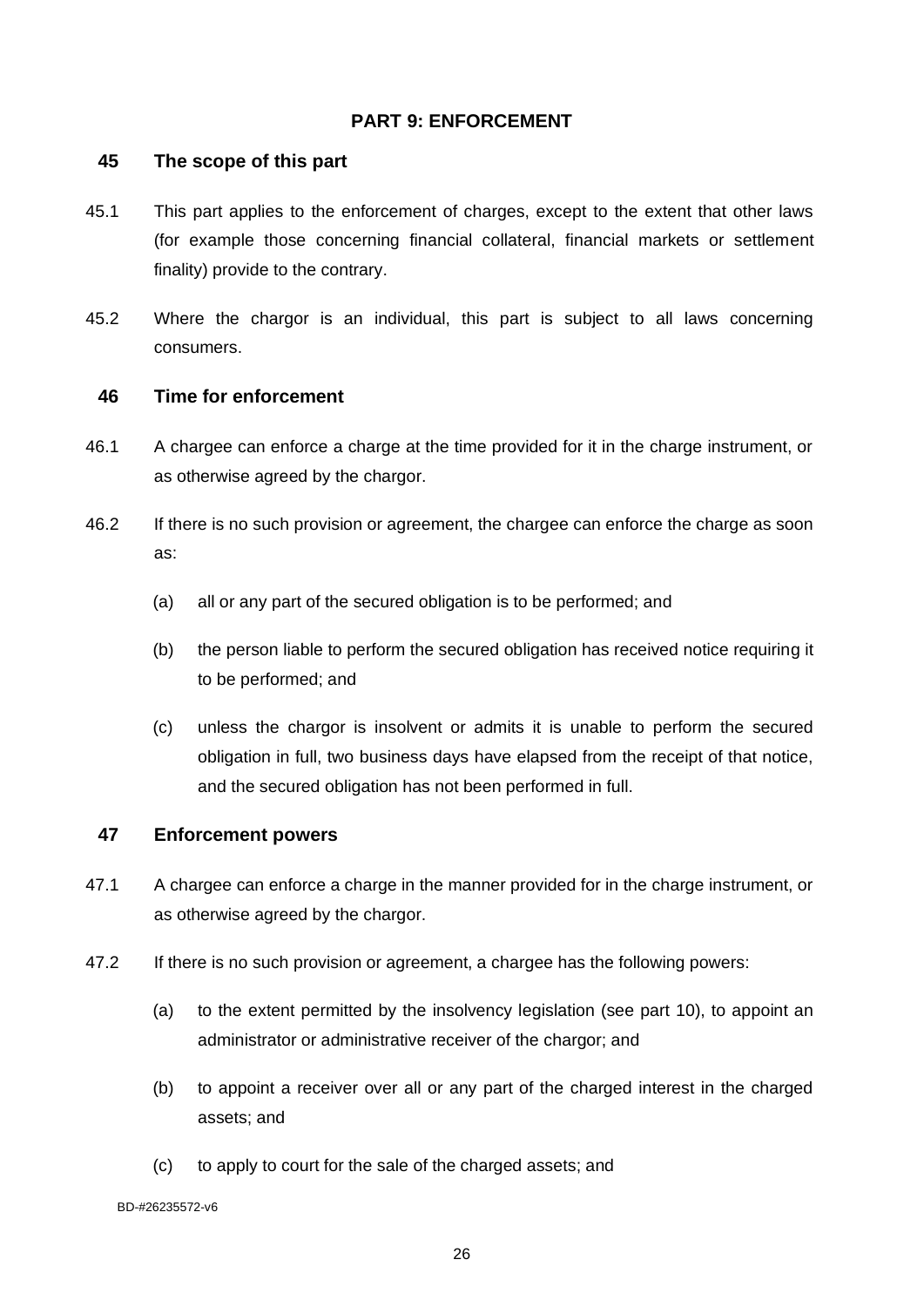## PART 9: ENFORCEMENT

### 45 The scope of this part

45.1 This part applies to the enforcement of charges, except to the extent that other laws (for example those concerning financial collateral, financial markets or settlement finality) provide to the contrary.

45.2 Where the chargor is an individual, this part is subject to all laws concerning consumers.

### 46 Time for enforcement

46.1 A chargee can enforce a charge at the time provided for it in the charge instrument, or as otherwise agreed by the chargor.

46.2 If there is no such provision or agreement, the chargee can enforce the charge as soon as:

(a) all or any part of the secured obligation is to be performed; and

(b) the person liable to perform the secured obligation has received notice requiring it to be performed; and

(c) unless the chargor is insolvent or admits it is unable to perform the secured obligation in full, two business days have elapsed from the receipt of that notice, and the secured obligation has not been performed in full.

### 47 Enforcement powers

47.1 A chargee can enforce a charge in the manner provided for in the charge instrument, or as otherwise agreed by the chargor.

47.2 If there is no such provision or agreement, a chargee has the following powers:

(a) to the extent permitted by the insolvency legislation (see part 10), to appoint an administrator or administrative receiver of the chargor; and

(b) to appoint a receiver over all or any part of the charged interest in the charged assets; and

(c) to apply to court for the sale of the charged assets; and

BD-#26235572-v6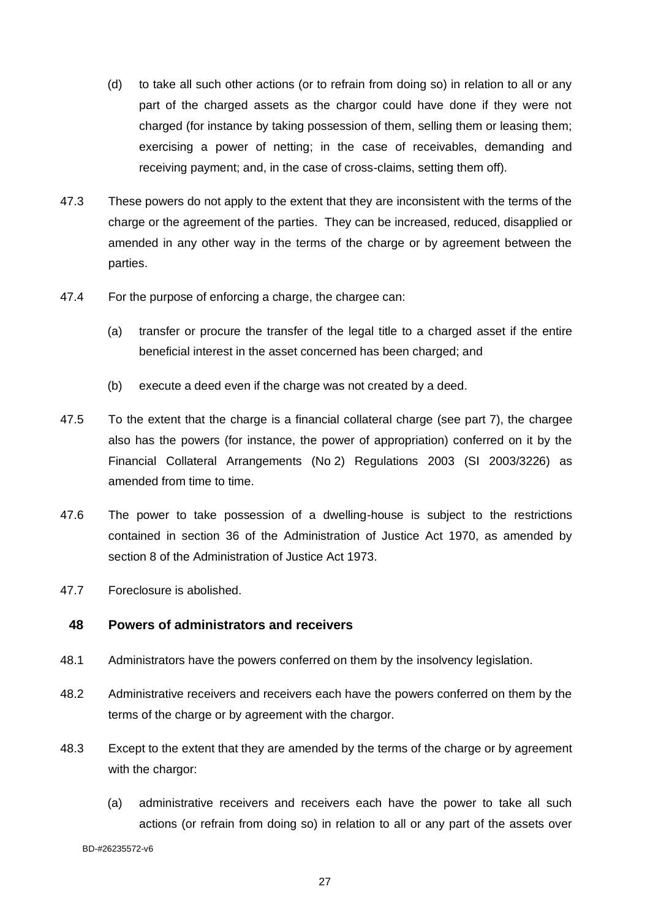(d) to take all such other actions (or to refrain from doing so) in relation to all or any part of the charged assets as the chargor could have done if they were not charged (for instance by taking possession of them, selling them or leasing them; exercising a power of netting; in the case of receivables, demanding and receiving payment; and, in the case of cross-claims, setting them off).

47.3 These powers do not apply to the extent that they are inconsistent with the terms of the charge or the agreement of the parties. They can be increased, reduced, disapplied or amended in any other way in the terms of the charge or by agreement between the parties.

47.4 For the purpose of enforcing a charge, the chargee can:

(a) transfer or procure the transfer of the legal title to a charged asset if the entire beneficial interest in the asset concerned has been charged; and

(b) execute a deed even if the charge was not created by a deed.

47.5 To the extent that the charge is a financial collateral charge (see part 7), the chargee also has the powers (for instance, the power of appropriation) conferred on it by the Financial Collateral Arrangements (No 2) Regulations 2003 (SI 2003/3226) as amended from time to time.

47.6 The power to take possession of a dwelling-house is subject to the restrictions contained in section 36 of the Administration of Justice Act 1970, as amended by section 8 of the Administration of Justice Act 1973.

47.7 Foreclosure is abolished.

## 48 Powers of administrators and receivers

48.1 Administrators have the powers conferred on them by the insolvency legislation.

48.2 Administrative receivers and receivers each have the powers conferred on them by the terms of the charge or by agreement with the chargor.

48.3 Except to the extent that they are amended by the terms of the charge or by agreement with the chargor:

(a) administrative receivers and receivers each have the power to take all such actions (or refrain from doing so) in relation to all or any part of the assets over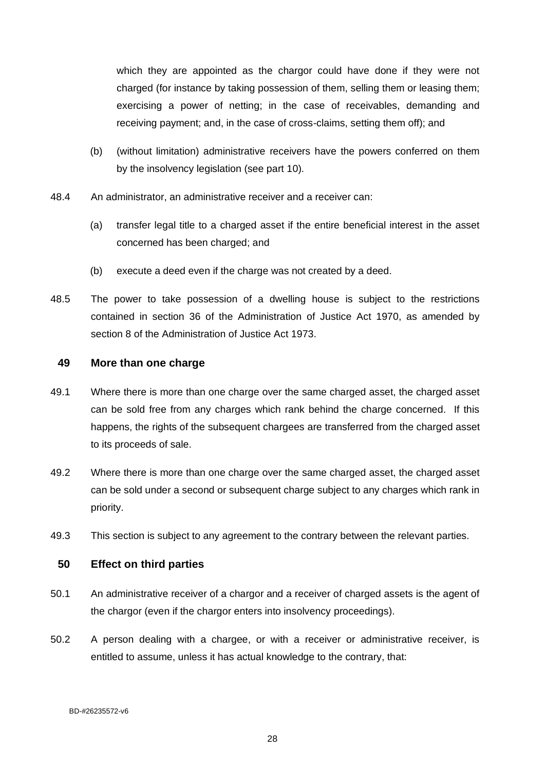which they are appointed as the chargor could have done if they were not charged (for instance by taking possession of them, selling them or leasing them; exercising a power of netting; in the case of receivables, demanding and receiving payment; and, in the case of cross-claims, setting them off); and

(b) (without limitation) administrative receivers have the powers conferred on them by the insolvency legislation (see part 10).

48.4 An administrator, an administrative receiver and a receiver can:

(a) transfer legal title to a charged asset if the entire beneficial interest in the asset concerned has been charged; and

(b) execute a deed even if the charge was not created by a deed.

48.5 The power to take possession of a dwelling house is subject to the restrictions contained in section 36 of the Administration of Justice Act 1970, as amended by section 8 of the Administration of Justice Act 1973.

## 49 More than one charge

49.1 Where there is more than one charge over the same charged asset, the charged asset can be sold free from any charges which rank behind the charge concerned. If this happens, the rights of the subsequent chargees are transferred from the charged asset to its proceeds of sale.

49.2 Where there is more than one charge over the same charged asset, the charged asset can be sold under a second or subsequent charge subject to any charges which rank in priority.

49.3 This section is subject to any agreement to the contrary between the relevant parties.

## 50 Effect on third parties

50.1 An administrative receiver of a chargor and a receiver of charged assets is the agent of the chargor (even if the chargor enters into insolvency proceedings).

50.2 A person dealing with a chargee, or with a receiver or administrative receiver, is entitled to assume, unless it has actual knowledge to the contrary, that:

BD-#26235572-v6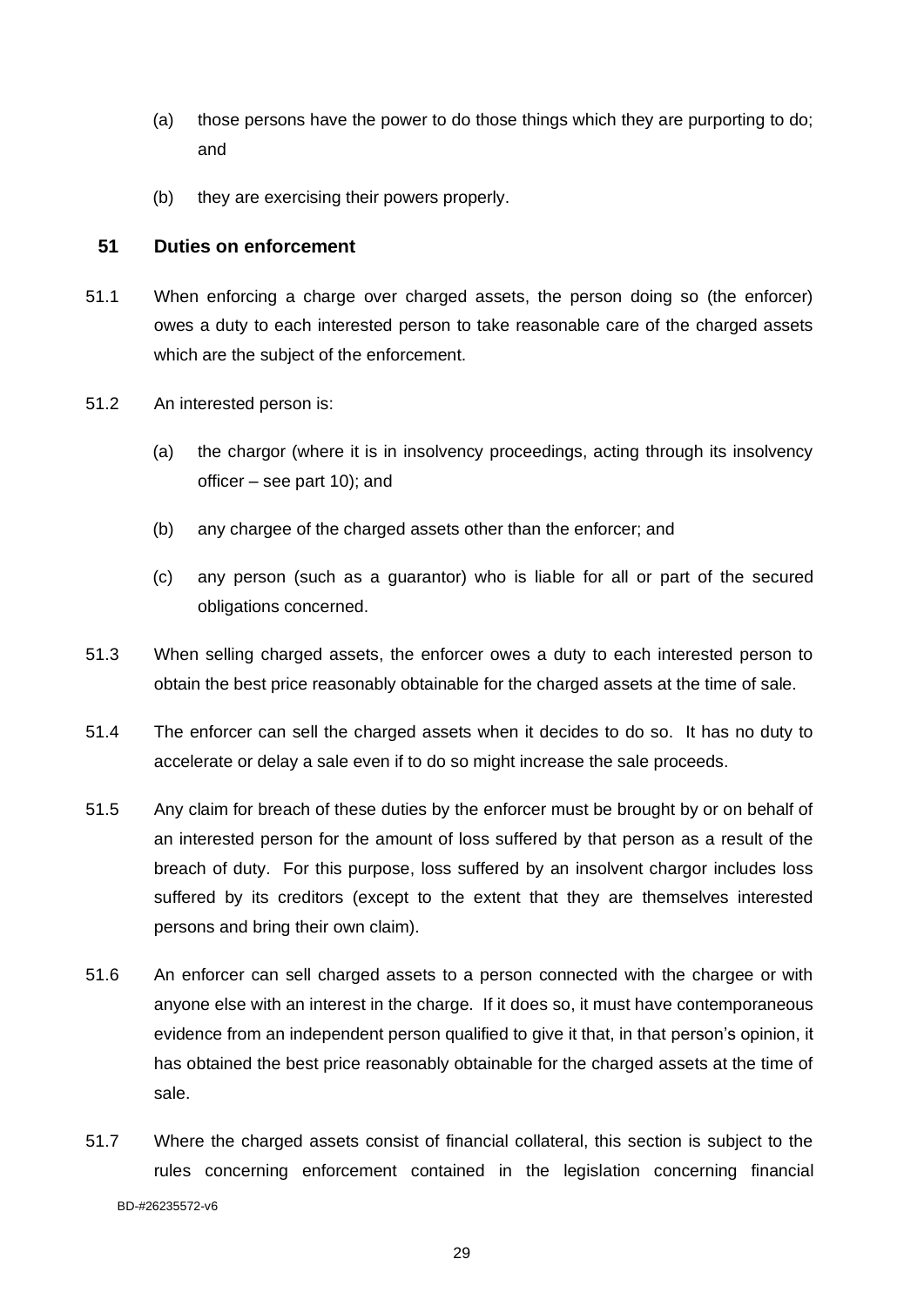(a) those persons have the power to do those things which they are purporting to do; and

(b) they are exercising their powers properly.

## 51 Duties on enforcement

51.1 When enforcing a charge over charged assets, the person doing so (the enforcer) owes a duty to each interested person to take reasonable care of the charged assets which are the subject of the enforcement.

51.2 An interested person is:

(a) the chargor (where it is in insolvency proceedings, acting through its insolvency officer – see part 10); and

(b) any chargee of the charged assets other than the enforcer; and

(c) any person (such as a guarantor) who is liable for all or part of the secured obligations concerned.

51.3 When selling charged assets, the enforcer owes a duty to each interested person to obtain the best price reasonably obtainable for the charged assets at the time of sale.

51.4 The enforcer can sell the charged assets when it decides to do so. It has no duty to accelerate or delay a sale even if to do so might increase the sale proceeds.

51.5 Any claim for breach of these duties by the enforcer must be brought by or on behalf of an interested person for the amount of loss suffered by that person as a result of the breach of duty. For this purpose, loss suffered by an insolvent chargor includes loss suffered by its creditors (except to the extent that they are themselves interested persons and bring their own claim).

51.6 An enforcer can sell charged assets to a person connected with the chargee or with anyone else with an interest in the charge. If it does so, it must have contemporaneous evidence from an independent person qualified to give it that, in that person's opinion, it has obtained the best price reasonably obtainable for the charged assets at the time of sale.

51.7 Where the charged assets consist of financial collateral, this section is subject to the rules concerning enforcement contained in the legislation concerning financial

BD-#26235572-v6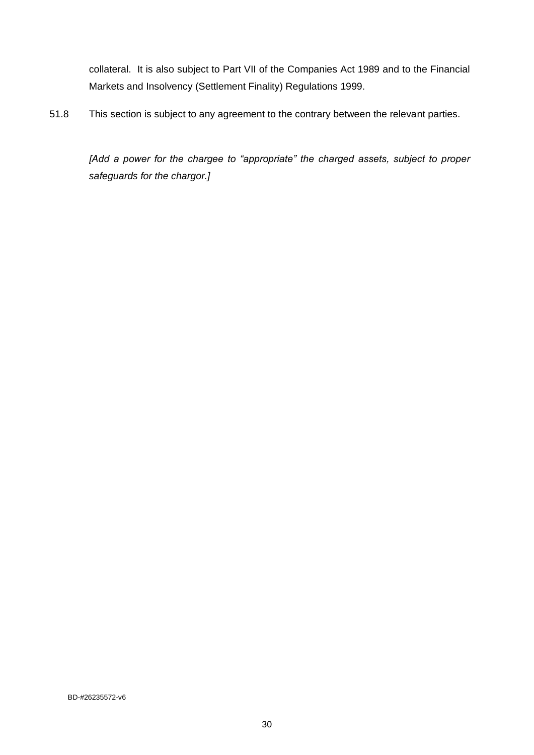collateral. It is also subject to Part VII of the Companies Act 1989 and to the Financial Markets and Insolvency (Settlement Finality) Regulations 1999.

51.8 This section is subject to any agreement to the contrary between the relevant parties.

*[Add a power for the chargee to "appropriate" the charged assets, subject to proper safeguards for the chargor.]*

BD-#26235572-v6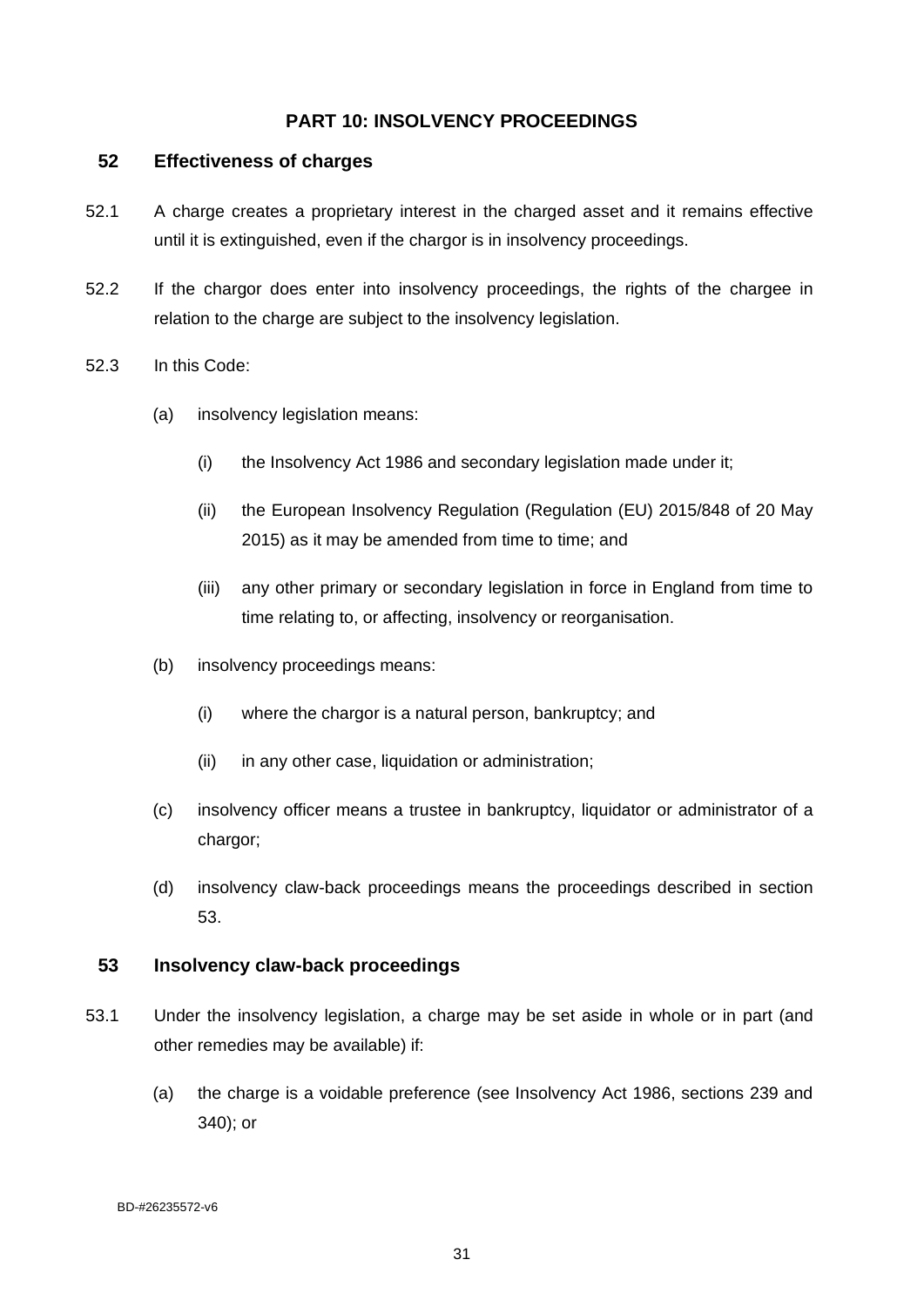## PART 10: INSOLVENCY PROCEEDINGS

### 52 Effectiveness of charges

52.1 A charge creates a proprietary interest in the charged asset and it remains effective until it is extinguished, even if the chargor is in insolvency proceedings.

52.2 If the chargor does enter into insolvency proceedings, the rights of the chargee in relation to the charge are subject to the insolvency legislation.

52.3 In this Code:

- (a) insolvency legislation means:
  - (i) the Insolvency Act 1986 and secondary legislation made under it;
  - (ii) the European Insolvency Regulation (Regulation (EU) 2015/848 of 20 May 2015) as it may be amended from time to time; and
  - (iii) any other primary or secondary legislation in force in England from time to time relating to, or affecting, insolvency or reorganisation.
- (b) insolvency proceedings means:
  - (i) where the chargor is a natural person, bankruptcy; and
  - (ii) in any other case, liquidation or administration;
- (c) insolvency officer means a trustee in bankruptcy, liquidator or administrator of a chargor;
- (d) insolvency claw-back proceedings means the proceedings described in section 53.

### 53 Insolvency claw-back proceedings

53.1 Under the insolvency legislation, a charge may be set aside in whole or in part (and other remedies may be available) if:

- (a) the charge is a voidable preference (see Insolvency Act 1986, sections 239 and 340); or

BD-#26235572-v6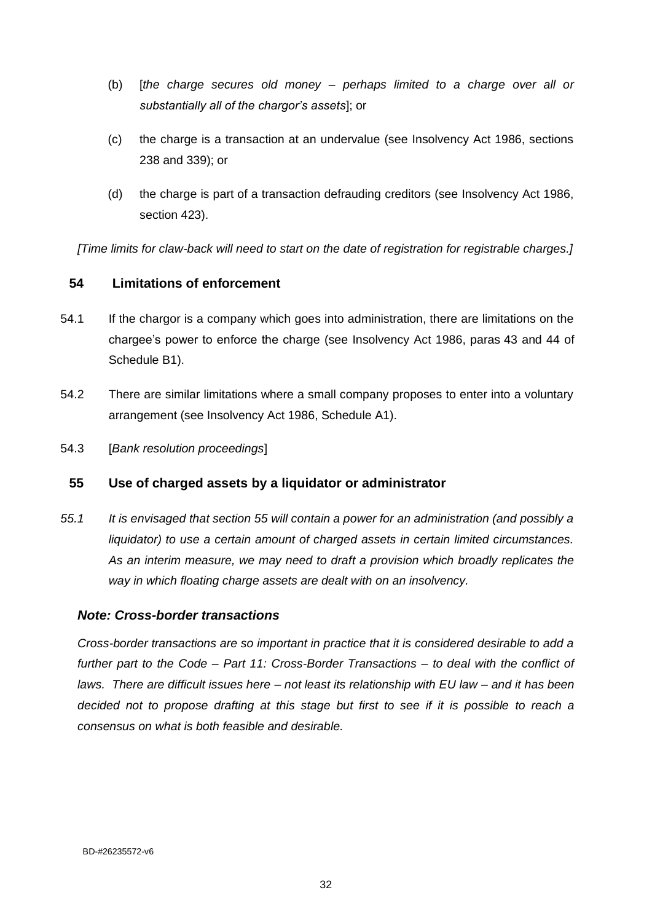(b) [*the charge secures old money – perhaps limited to a charge over all or substantially all of the chargor's assets*]; or

(c) the charge is a transaction at an undervalue (see Insolvency Act 1986, sections 238 and 339); or

(d) the charge is part of a transaction defrauding creditors (see Insolvency Act 1986, section 423).

*[Time limits for claw-back will need to start on the date of registration for registrable charges.]*

### 54 Limitations of enforcement

54.1 If the chargor is a company which goes into administration, there are limitations on the chargee's power to enforce the charge (see Insolvency Act 1986, paras 43 and 44 of Schedule B1).

54.2 There are similar limitations where a small company proposes to enter into a voluntary arrangement (see Insolvency Act 1986, Schedule A1).

54.3 [*Bank resolution proceedings*]

### 55 Use of charged assets by a liquidator or administrator

*55.1 It is envisaged that section 55 will contain a power for an administration (and possibly a liquidator) to use a certain amount of charged assets in certain limited circumstances. As an interim measure, we may need to draft a provision which broadly replicates the way in which floating charge assets are dealt with on an insolvency.*

### *Note: Cross-border transactions*

*Cross-border transactions are so important in practice that it is considered desirable to add a further part to the Code – Part 11: Cross-Border Transactions – to deal with the conflict of laws. There are difficult issues here – not least its relationship with EU law – and it has been decided not to propose drafting at this stage but first to see if it is possible to reach a consensus on what is both feasible and desirable.*

BD-#26235572-v6